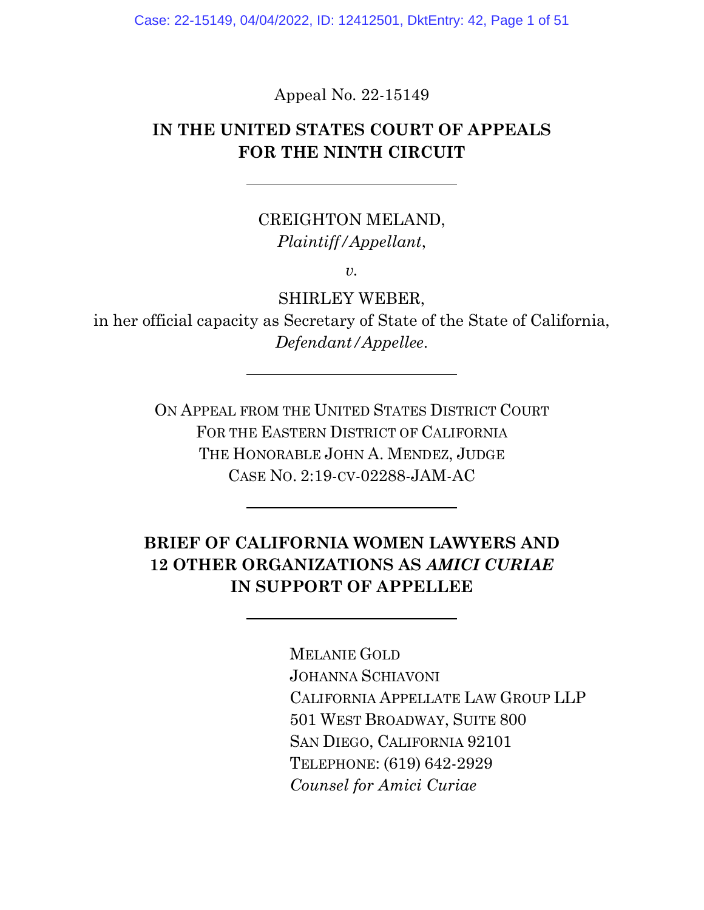Appeal No. 22-15149

# IN THE UNITED STATES COURT OF APPEALS FOR THE NINTH CIRCUIT

---

CREIGHTON MELAND,
*Plaintiff/Appellant*,

*v.*

SHIRLEY WEBER,
in her official capacity as Secretary of State of the State of California,
*Defendant/Appellee*.

---

ON APPEAL FROM THE UNITED STATES DISTRICT COURT
FOR THE EASTERN DISTRICT OF CALIFORNIA
THE HONORABLE JOHN A. MENDEZ, JUDGE
CASE NO. 2:19-CV-02288-JAM-AC

---

## BRIEF OF CALIFORNIA WOMEN LAWYERS AND 12 OTHER ORGANIZATIONS AS *AMICI CURIAE* IN SUPPORT OF APPELLEE

---

MELANIE GOLD
JOHANNA SCHIAVONI
CALIFORNIA APPELLATE LAW GROUP LLP
501 WEST BROADWAY, SUITE 800
SAN DIEGO, CALIFORNIA 92101
TELEPHONE: (619) 642-2929
*Counsel for Amici Curiae*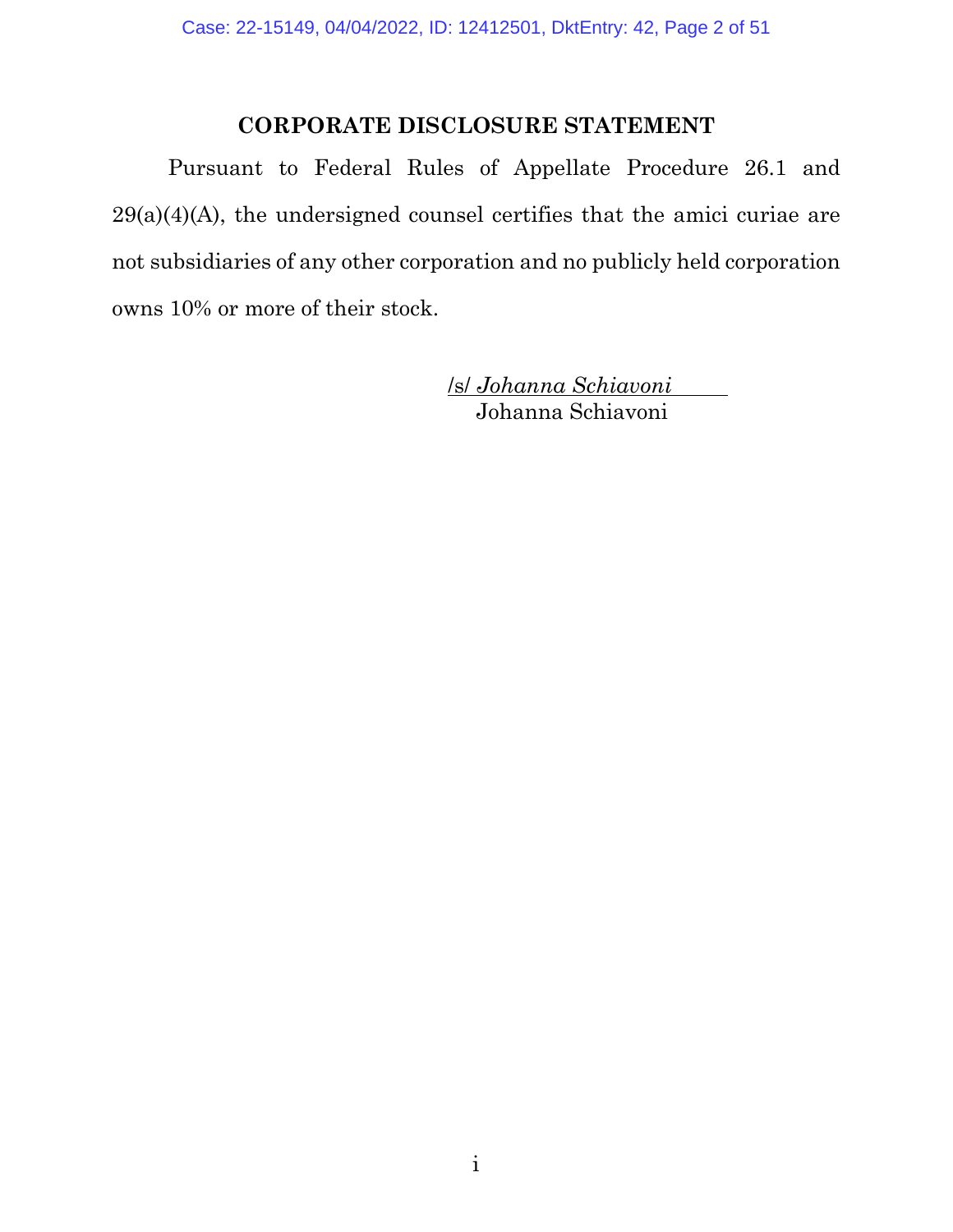## CORPORATE DISCLOSURE STATEMENT

Pursuant to Federal Rules of Appellate Procedure 26.1 and 29(a)(4)(A), the undersigned counsel certifies that the amici curiae are not subsidiaries of any other corporation and no publicly held corporation owns 10% or more of their stock.

/s/ *Johanna Schiavoni*
Johanna Schiavoni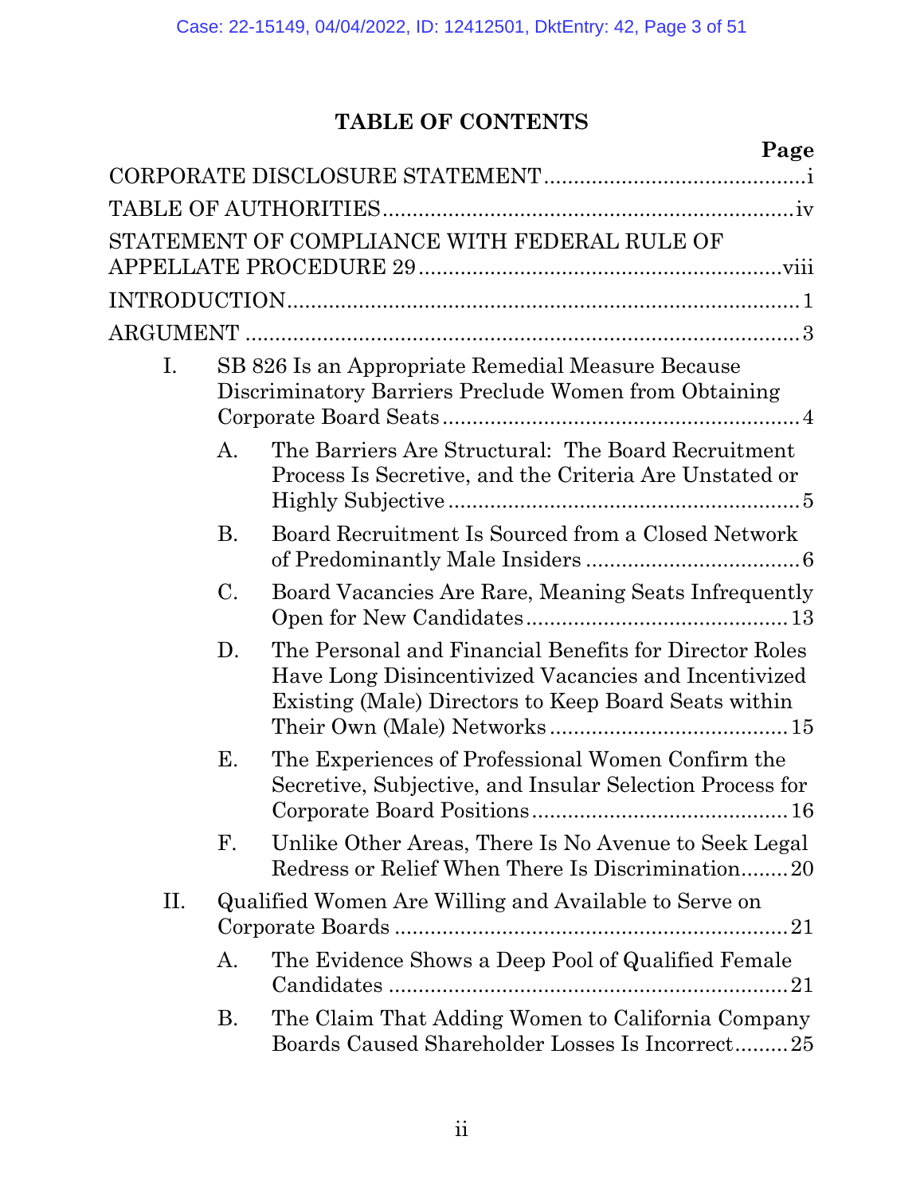# TABLE OF CONTENTS

| | Page |
|---|---|
| CORPORATE DISCLOSURE STATEMENT | i |
| TABLE OF AUTHORITIES | iv |
| STATEMENT OF COMPLIANCE WITH FEDERAL RULE OF APPELLATE PROCEDURE 29 | viii |
| INTRODUCTION | 1 |
| ARGUMENT | 3 |
| I. SB 826 Is an Appropriate Remedial Measure Because Discriminatory Barriers Preclude Women from Obtaining Corporate Board Seats | 4 |
| A. The Barriers Are Structural: The Board Recruitment Process Is Secretive, and the Criteria Are Unstated or Highly Subjective | 5 |
| B. Board Recruitment Is Sourced from a Closed Network of Predominantly Male Insiders | 6 |
| C. Board Vacancies Are Rare, Meaning Seats Infrequently Open for New Candidates | 13 |
| D. The Personal and Financial Benefits for Director Roles Have Long Disincentivized Vacancies and Incentivized Existing (Male) Directors to Keep Board Seats within Their Own (Male) Networks | 15 |
| E. The Experiences of Professional Women Confirm the Secretive, Subjective, and Insular Selection Process for Corporate Board Positions | 16 |
| F. Unlike Other Areas, There Is No Avenue to Seek Legal Redress or Relief When There Is Discrimination | 20 |
| II. Qualified Women Are Willing and Available to Serve on Corporate Boards | 21 |
| A. The Evidence Shows a Deep Pool of Qualified Female Candidates | 21 |
| B. The Claim That Adding Women to California Company Boards Caused Shareholder Losses Is Incorrect | 25 |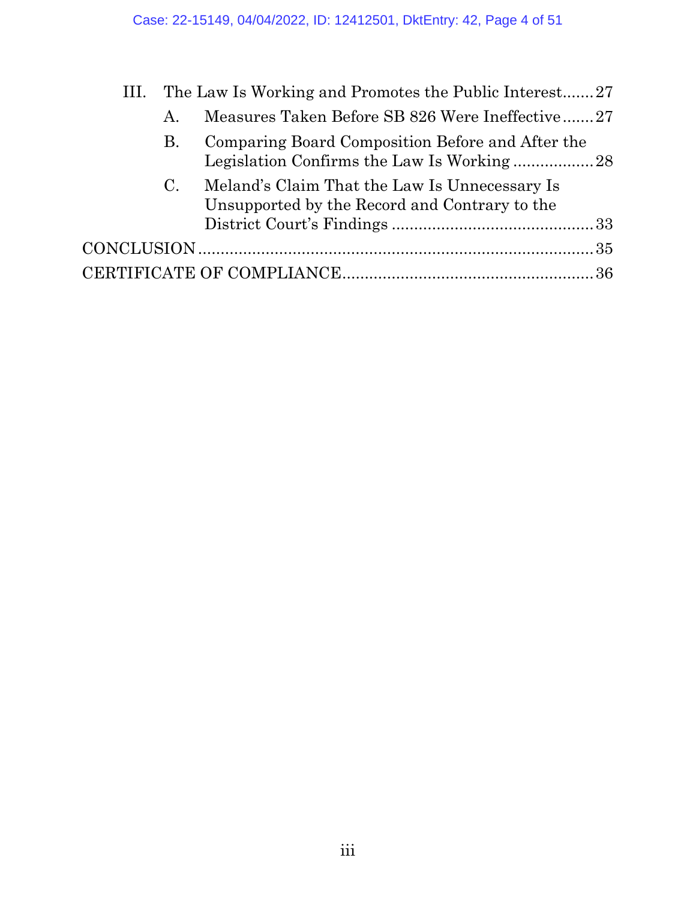III. The Law Is Working and Promotes the Public Interest.......27

A. Measures Taken Before SB 826 Were Ineffective.......27

B. Comparing Board Composition Before and After the Legislation Confirms the Law Is Working..................28

C. Meland's Claim That the Law Is Unnecessary Is Unsupported by the Record and Contrary to the District Court's Findings.............................................33

CONCLUSION.......................................................................................35

CERTIFICATE OF COMPLIANCE.......................................................36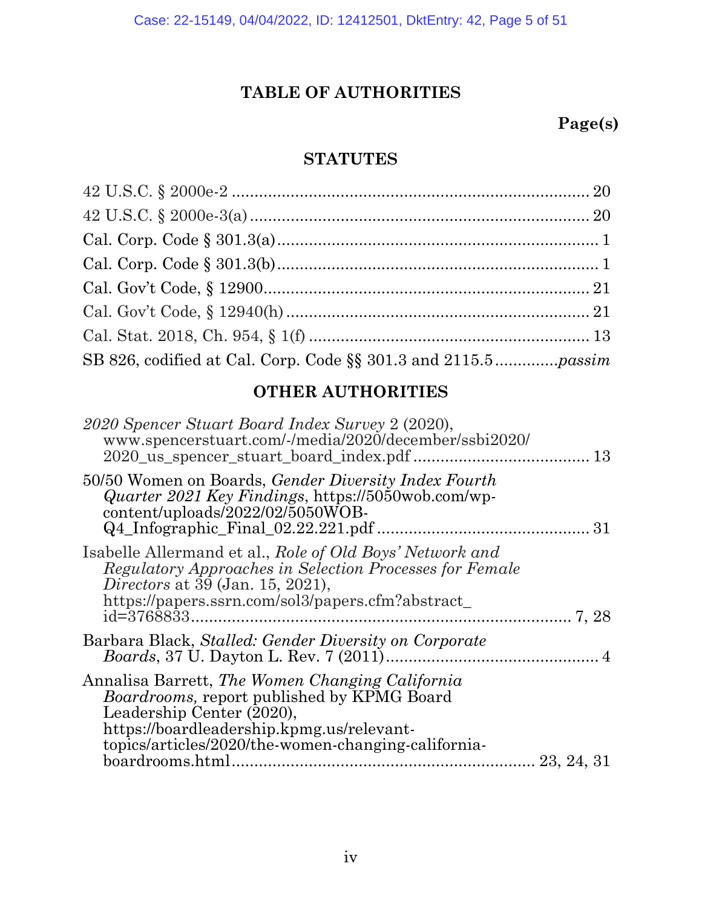# TABLE OF AUTHORITIES

**Page(s)**

## STATUTES

42 U.S.C. § 2000e-2 .......................................................................... 20

42 U.S.C. § 2000e-3(a) ...................................................................... 20

Cal. Corp. Code § 301.3(a) ..................................................................... 1

Cal. Corp. Code § 301.3(b) ..................................................................... 1

Cal. Gov't Code, § 12900 ...................................................................... 21

Cal. Gov't Code, § 12940(h) .................................................................. 21

Cal. Stat. 2018, Ch. 954, § 1(f) ............................................................. 13

SB 826, codified at Cal. Corp. Code §§ 301.3 and 2115.5 .............*passim*

## OTHER AUTHORITIES

*2020 Spencer Stuart Board Index Survey* 2 (2020), www.spencerstuart.com/-/media/2020/december/ssbi2020/2020_us_spencer_stuart_board_index.pdf ........................................ 13

50/50 Women on Boards, *Gender Diversity Index Fourth Quarter 2021 Key Findings*, https://5050wob.com/wp-content/uploads/2022/02/5050WOB-Q4_Infographic_Final_02.22.221.pdf ............................................... 31

Isabelle Allermand et al., *Role of Old Boys' Network and Regulatory Approaches in Selection Processes for Female Directors* at 39 (Jan. 15, 2021), https://papers.ssrn.com/sol3/papers.cfm?abstract_id=3768833 ........................................................................... 7, 28

Barbara Black, *Stalled: Gender Diversity on Corporate Boards*, 37 U. Dayton L. Rev. 7 (2011) ................................................ 4

Annalisa Barrett, *The Women Changing California Boardrooms,* report published by KPMG Board Leadership Center (2020), https://boardleadership.kpmg.us/relevant-topics/articles/2020/the-women-changing-california-boardrooms.html .................................................................. 23, 24, 31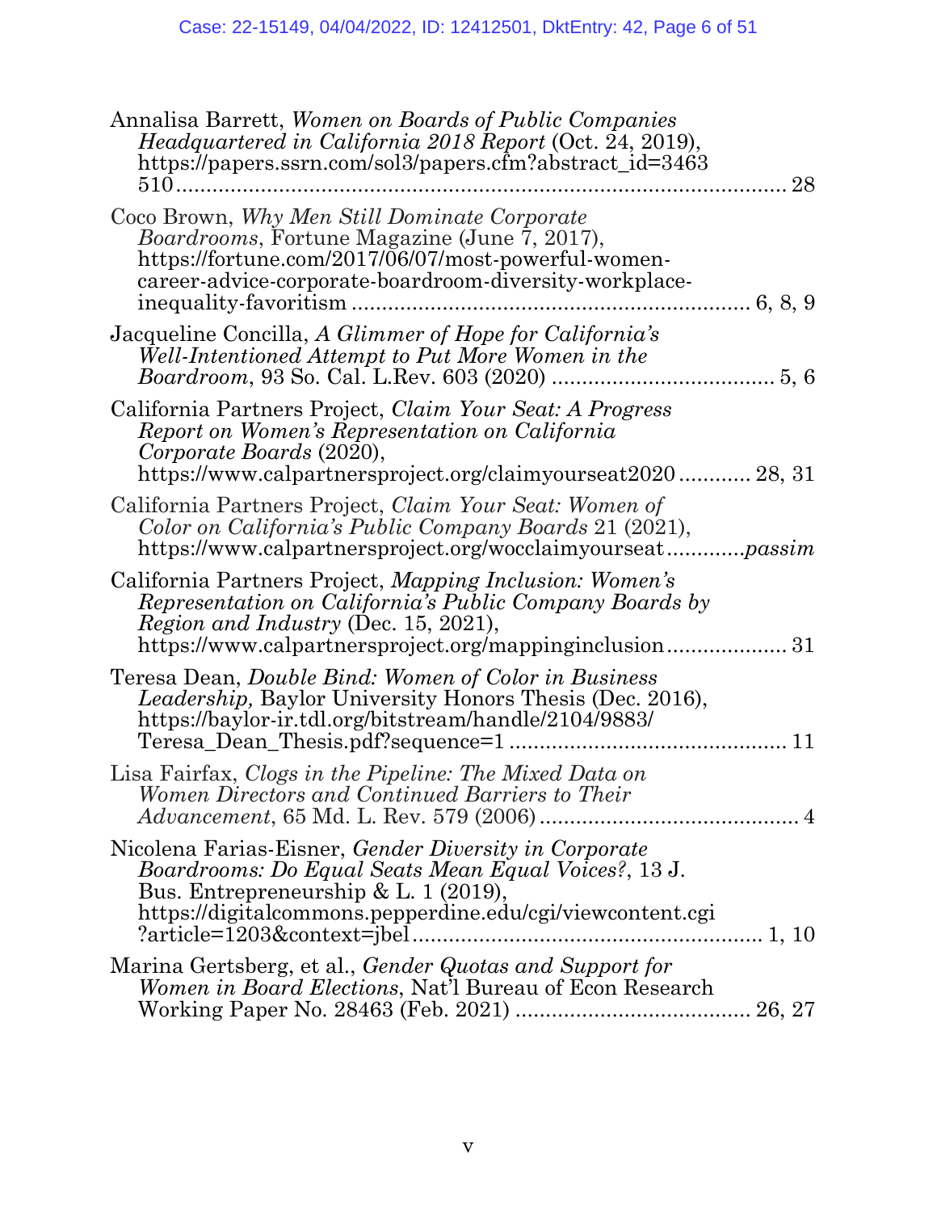Annalisa Barrett, *Women on Boards of Public Companies Headquartered in California 2018 Report* (Oct. 24, 2019), https://papers.ssrn.com/sol3/papers.cfm?abstract_id=3463510 ........................................................................................ 28

Coco Brown, *Why Men Still Dominate Corporate Boardrooms*, Fortune Magazine (June 7, 2017), https://fortune.com/2017/06/07/most-powerful-women-career-advice-corporate-boardroom-diversity-workplace-inequality-favoritism ................................................................ 6, 8, 9

Jacqueline Concilla, *A Glimmer of Hope for California's Well-Intentioned Attempt to Put More Women in the Boardroom*, 93 So. Cal. L.Rev. 603 (2020) .................................... 5, 6

California Partners Project, *Claim Your Seat: A Progress Report on Women's Representation on California Corporate Boards* (2020), https://www.calpartnersproject.org/claimyourseat2020 ............ 28, 31

California Partners Project, *Claim Your Seat: Women of Color on California's Public Company Boards* 21 (2021), https://www.calpartnersproject.org/wocclaimyourseat............*passim*

California Partners Project, *Mapping Inclusion: Women's Representation on California's Public Company Boards by Region and Industry* (Dec. 15, 2021), https://www.calpartnersproject.org/mappinginclusion................... 31

Teresa Dean, *Double Bind: Women of Color in Business Leadership,* Baylor University Honors Thesis (Dec. 2016), https://baylor-ir.tdl.org/bitstream/handle/2104/9883/Teresa_Dean_Thesis.pdf?sequence=1 ............................................. 11

Lisa Fairfax, *Clogs in the Pipeline: The Mixed Data on Women Directors and Continued Barriers to Their Advancement*, 65 Md. L. Rev. 579 (2006) ........................................... 4

Nicolena Farias-Eisner, *Gender Diversity in Corporate Boardrooms: Do Equal Seats Mean Equal Voices?*, 13 J. Bus. Entrepreneurship & L. 1 (2019), https://digitalcommons.pepperdine.edu/cgi/viewcontent.cgi?article=1203&context=jbel......................................................... 1, 10

Marina Gertsberg, et al., *Gender Quotas and Support for Women in Board Elections*, Nat'l Bureau of Econ Research Working Paper No. 28463 (Feb. 2021) ...................................... 26, 27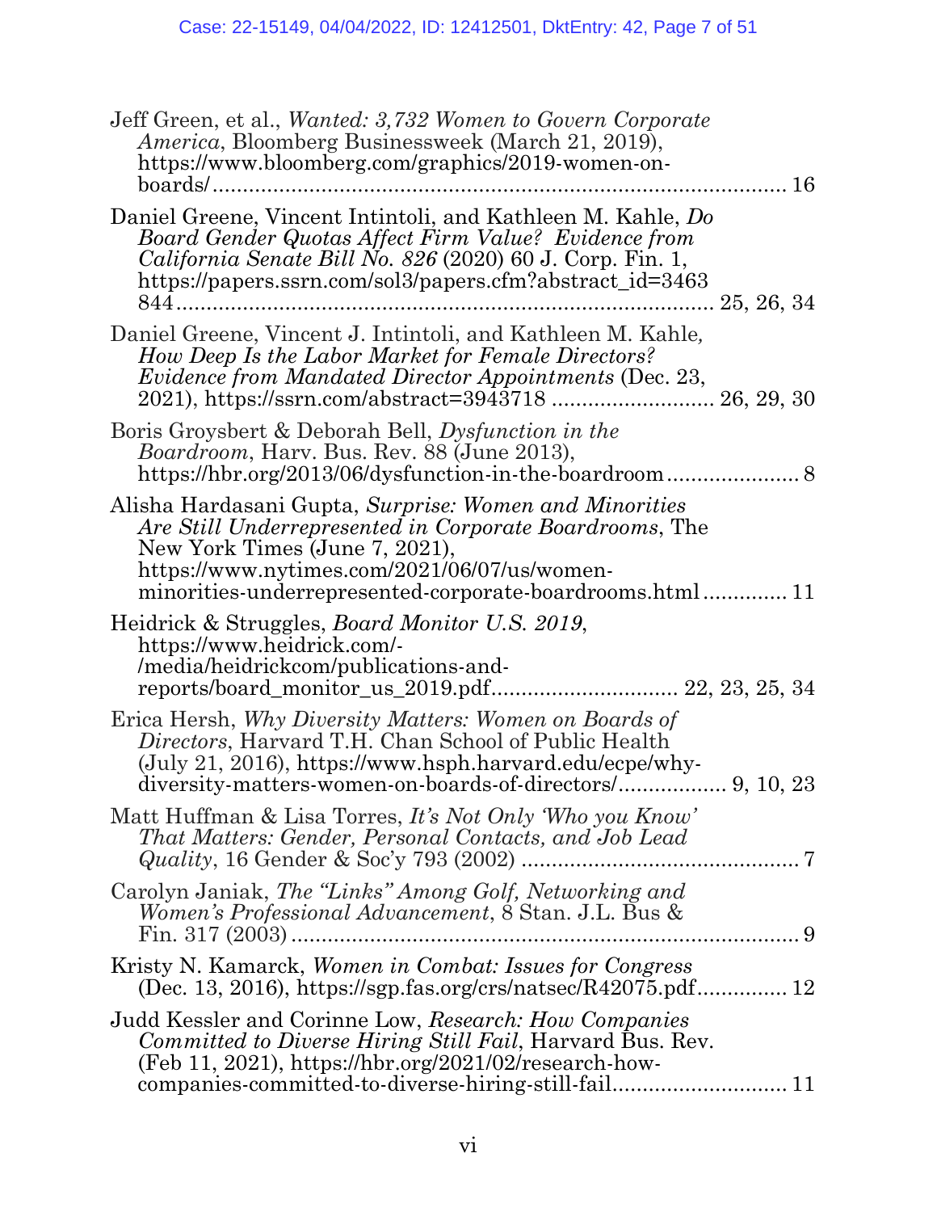Jeff Green, et al., *Wanted: 3,732 Women to Govern Corporate America*, Bloomberg Businessweek (March 21, 2019), https://www.bloomberg.com/graphics/2019-women-on-boards/ .................................................................................... 16

Daniel Greene, Vincent Intintoli, and Kathleen M. Kahle, *Do Board Gender Quotas Affect Firm Value? Evidence from California Senate Bill No. 826* (2020) 60 J. Corp. Fin. 1, https://papers.ssrn.com/sol3/papers.cfm?abstract_id=3463844 ........................................................................... 25, 26, 34

Daniel Greene, Vincent J. Intintoli, and Kathleen M. Kahle*, How Deep Is the Labor Market for Female Directors? Evidence from Mandated Director Appointments* (Dec. 23, 2021), https://ssrn.com/abstract=3943718 ........................... 26, 29, 30

Boris Groysbert & Deborah Bell, *Dysfunction in the Boardroom*, Harv. Bus. Rev. 88 (June 2013), https://hbr.org/2013/06/dysfunction-in-the-boardroom ...................... 8

Alisha Hardasani Gupta, *Surprise: Women and Minorities Are Still Underrepresented in Corporate Boardrooms*, The New York Times (June 7, 2021), https://www.nytimes.com/2021/06/07/us/women-minorities-underrepresented-corporate-boardrooms.html .............. 11

Heidrick & Struggles, *Board Monitor U.S. 2019*, https://www.heidrick.com/-/media/heidrickcom/publications-and-reports/board_monitor_us_2019.pdf.............................. 22, 23, 25, 34

Erica Hersh, *Why Diversity Matters: Women on Boards of Directors*, Harvard T.H. Chan School of Public Health (July 21, 2016), https://www.hsph.harvard.edu/ecpe/why-diversity-matters-women-on-boards-of-directors/.................. 9, 10, 23

Matt Huffman & Lisa Torres, *It's Not Only 'Who you Know' That Matters: Gender, Personal Contacts, and Job Lead Quality*, 16 Gender & Soc'y 793 (2002) ............................................. 7

Carolyn Janiak, *The "Links" Among Golf, Networking and Women's Professional Advancement*, 8 Stan. J.L. Bus & Fin. 317 (2003) ..................................................................................... 9

Kristy N. Kamarck, *Women in Combat: Issues for Congress* (Dec. 13, 2016), https://sgp.fas.org/crs/natsec/R42075.pdf............... 12

Judd Kessler and Corinne Low, *Research: How Companies Committed to Diverse Hiring Still Fail*, Harvard Bus. Rev. (Feb 11, 2021), https://hbr.org/2021/02/research-how-companies-committed-to-diverse-hiring-still-fail............................ 11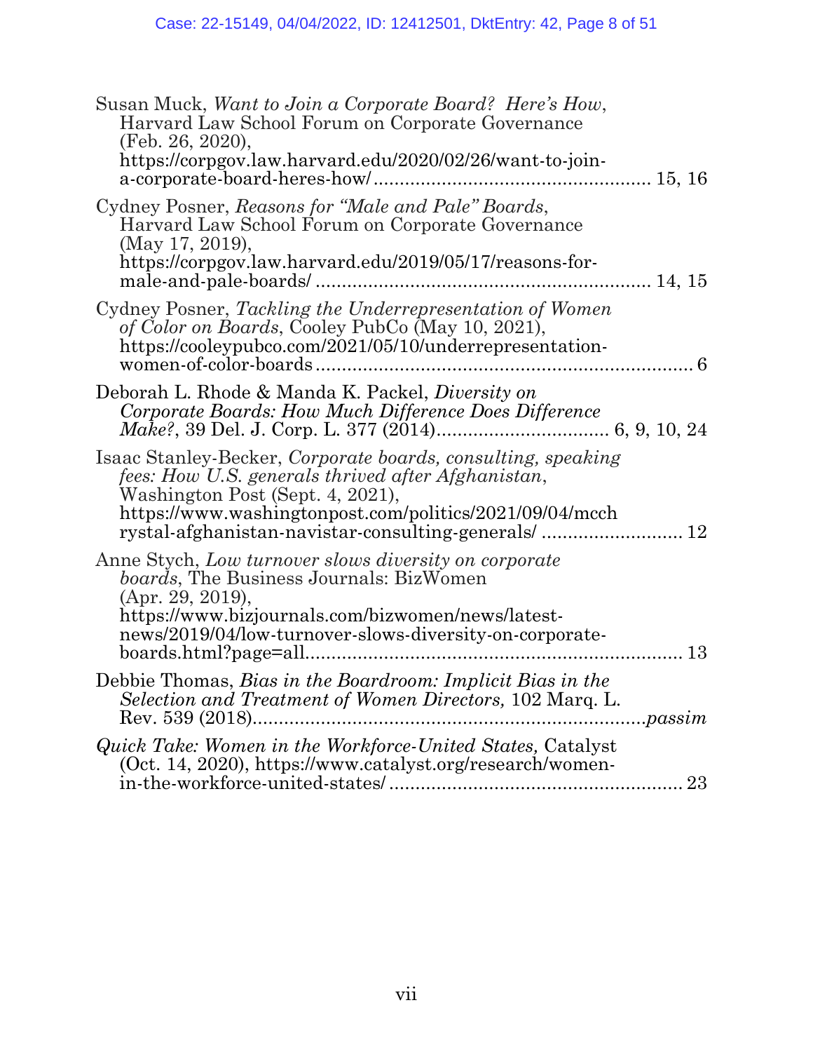Susan Muck, *Want to Join a Corporate Board? Here's How*, Harvard Law School Forum on Corporate Governance (Feb. 26, 2020), https://corpgov.law.harvard.edu/2020/02/26/want-to-join-a-corporate-board-heres-how/ .................................................... 15, 16

Cydney Posner, *Reasons for "Male and Pale" Boards*, Harvard Law School Forum on Corporate Governance (May 17, 2019), https://corpgov.law.harvard.edu/2019/05/17/reasons-for-male-and-pale-boards/ ................................................................ 14, 15

Cydney Posner, *Tackling the Underrepresentation of Women of Color on Boards*, Cooley PubCo (May 10, 2021), https://cooleypubco.com/2021/05/10/underrepresentation-women-of-color-boards ........................................................................ 6

Deborah L. Rhode & Manda K. Packel, *Diversity on Corporate Boards: How Much Difference Does Difference Make?*, 39 Del. J. Corp. L. 377 (2014)................................ 6, 9, 10, 24

Isaac Stanley-Becker, *Corporate boards, consulting, speaking fees: How U.S. generals thrived after Afghanistan*, Washington Post (Sept. 4, 2021), https://www.washingtonpost.com/politics/2021/09/04/mcchrystal-afghanistan-navistar-consulting-generals/ .......................... 12

Anne Stych, *Low turnover slows diversity on corporate boards*, The Business Journals: BizWomen (Apr. 29, 2019), https://www.bizjournals.com/bizwomen/news/latest-news/2019/04/low-turnover-slows-diversity-on-corporate-boards.html?page=all....................................................................... 13

Debbie Thomas, *Bias in the Boardroom: Implicit Bias in the Selection and Treatment of Women Directors,* 102 Marq. L. Rev. 539 (2018)..........................................................................*passim*

*Quick Take: Women in the Workforce-United States,* Catalyst (Oct. 14, 2020), https://www.catalyst.org/research/women-in-the-workforce-united-states/ ........................................................ 23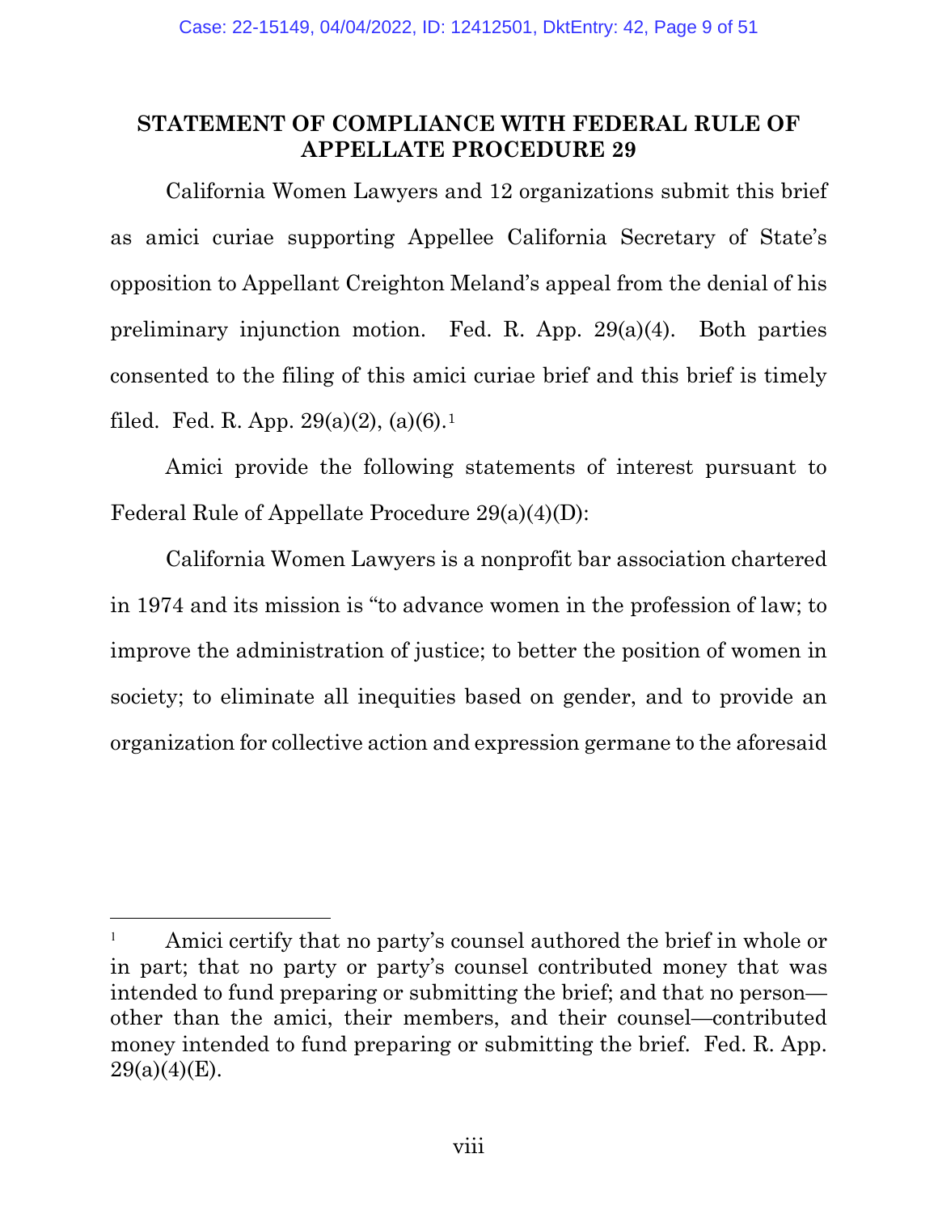## STATEMENT OF COMPLIANCE WITH FEDERAL RULE OF APPELLATE PROCEDURE 29

California Women Lawyers and 12 organizations submit this brief as amici curiae supporting Appellee California Secretary of State's opposition to Appellant Creighton Meland's appeal from the denial of his preliminary injunction motion. Fed. R. App. 29(a)(4). Both parties consented to the filing of this amici curiae brief and this brief is timely filed. Fed. R. App. 29(a)(2), (a)(6).[1]

Amici provide the following statements of interest pursuant to Federal Rule of Appellate Procedure 29(a)(4)(D):

California Women Lawyers is a nonprofit bar association chartered in 1974 and its mission is "to advance women in the profession of law; to improve the administration of justice; to better the position of women in society; to eliminate all inequities based on gender, and to provide an organization for collective action and expression germane to the aforesaid

---

[1] Amici certify that no party's counsel authored the brief in whole or in part; that no party or party's counsel contributed money that was intended to fund preparing or submitting the brief; and that no person—other than the amici, their members, and their counsel—contributed money intended to fund preparing or submitting the brief. Fed. R. App. 29(a)(4)(E).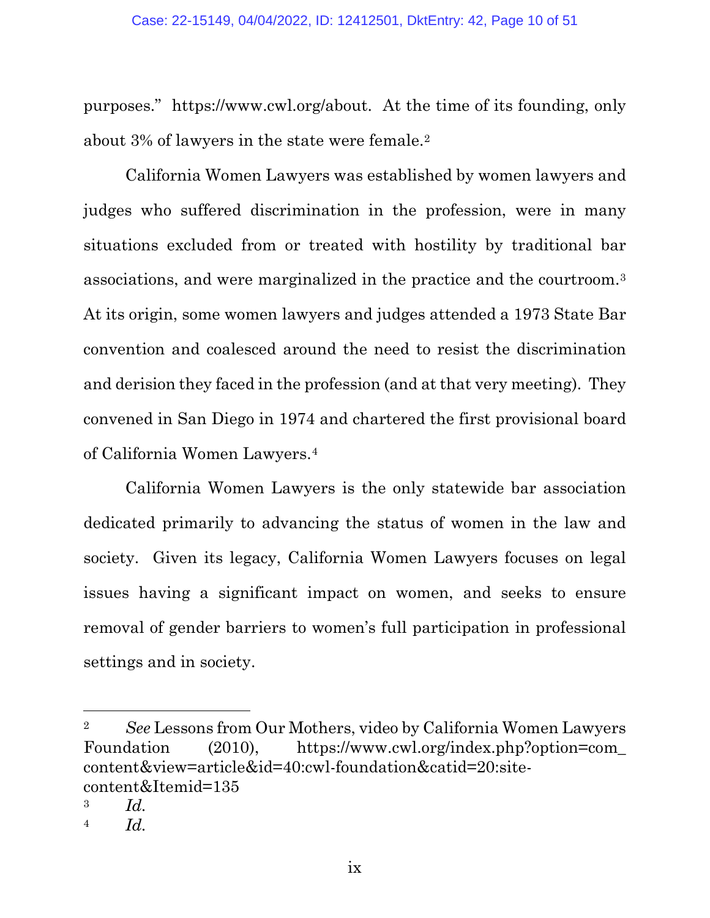purposes." https://www.cwl.org/about. At the time of its founding, only about 3% of lawyers in the state were female.[2]

California Women Lawyers was established by women lawyers and judges who suffered discrimination in the profession, were in many situations excluded from or treated with hostility by traditional bar associations, and were marginalized in the practice and the courtroom.[3] At its origin, some women lawyers and judges attended a 1973 State Bar convention and coalesced around the need to resist the discrimination and derision they faced in the profession (and at that very meeting). They convened in San Diego in 1974 and chartered the first provisional board of California Women Lawyers.[4]

California Women Lawyers is the only statewide bar association dedicated primarily to advancing the status of women in the law and society. Given its legacy, California Women Lawyers focuses on legal issues having a significant impact on women, and seeks to ensure removal of gender barriers to women's full participation in professional settings and in society.

---

[2] *See* Lessons from Our Mothers, video by California Women Lawyers Foundation (2010), https://www.cwl.org/index.php?option=com_content&view=article&id=40:cwl-foundation&catid=20:site-content&Itemid=135

[3] *Id.*

[4] *Id.*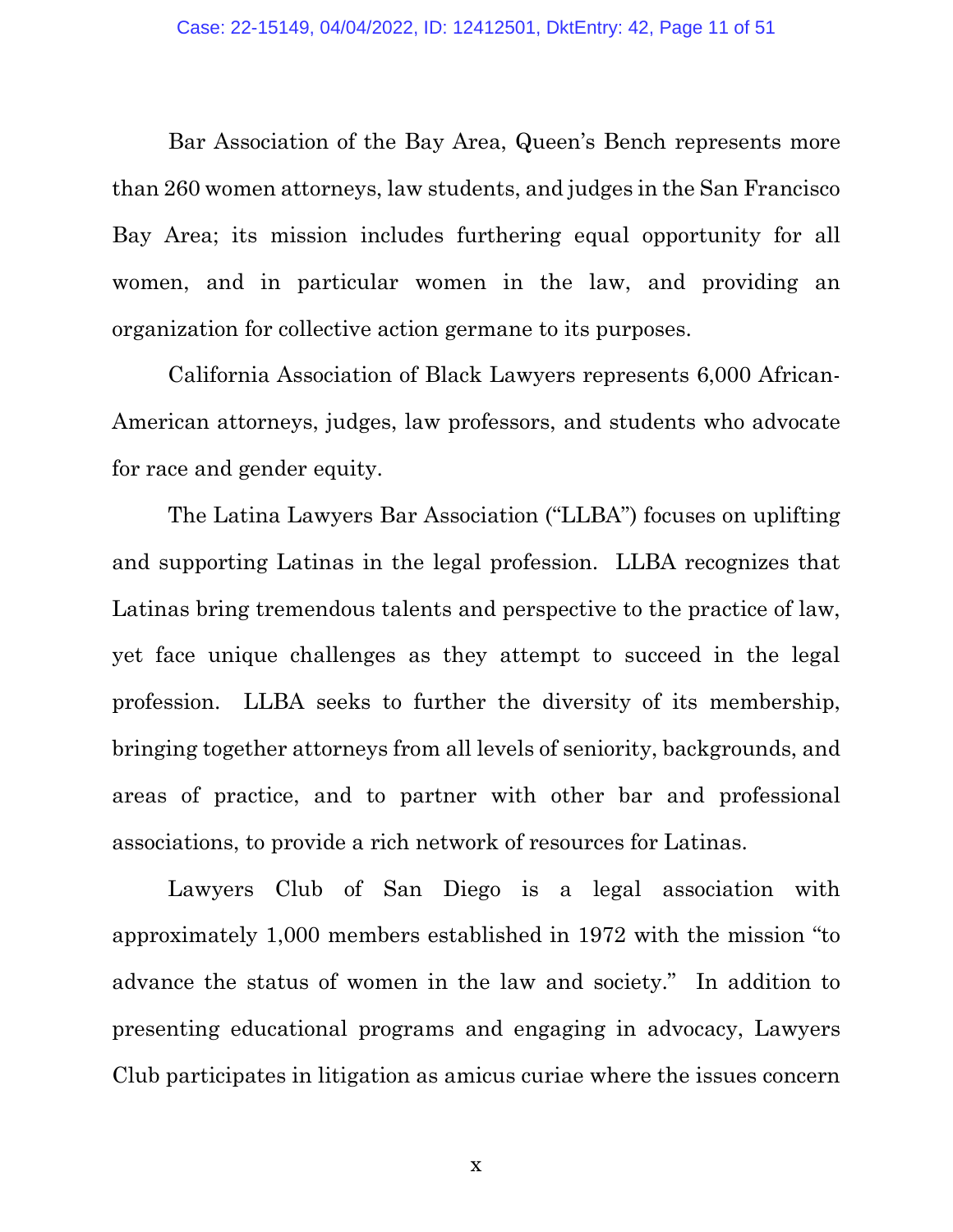Bar Association of the Bay Area, Queen's Bench represents more than 260 women attorneys, law students, and judges in the San Francisco Bay Area; its mission includes furthering equal opportunity for all women, and in particular women in the law, and providing an organization for collective action germane to its purposes.

California Association of Black Lawyers represents 6,000 African-American attorneys, judges, law professors, and students who advocate for race and gender equity.

The Latina Lawyers Bar Association ("LLBA") focuses on uplifting and supporting Latinas in the legal profession. LLBA recognizes that Latinas bring tremendous talents and perspective to the practice of law, yet face unique challenges as they attempt to succeed in the legal profession. LLBA seeks to further the diversity of its membership, bringing together attorneys from all levels of seniority, backgrounds, and areas of practice, and to partner with other bar and professional associations, to provide a rich network of resources for Latinas.

Lawyers Club of San Diego is a legal association with approximately 1,000 members established in 1972 with the mission "to advance the status of women in the law and society." In addition to presenting educational programs and engaging in advocacy, Lawyers Club participates in litigation as amicus curiae where the issues concern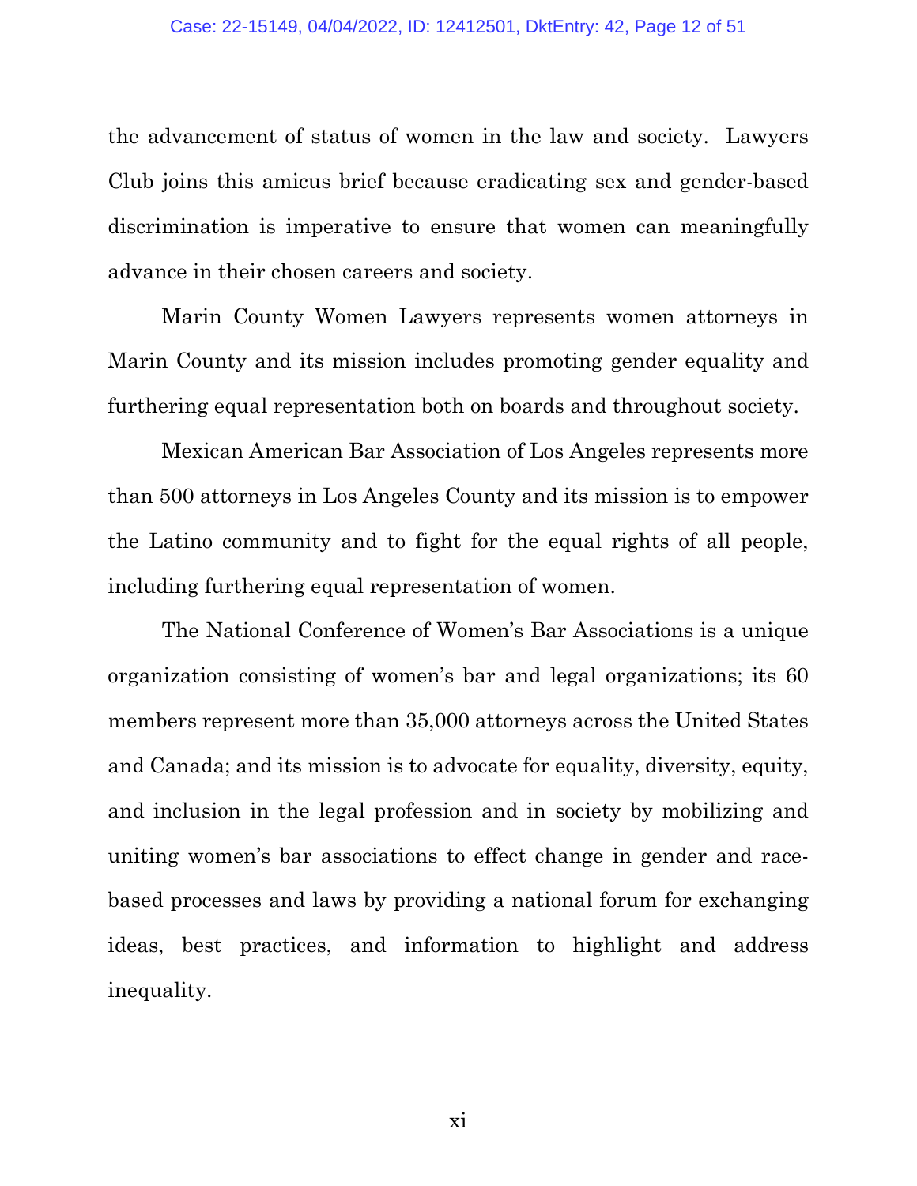the advancement of status of women in the law and society. Lawyers Club joins this amicus brief because eradicating sex and gender-based discrimination is imperative to ensure that women can meaningfully advance in their chosen careers and society.

Marin County Women Lawyers represents women attorneys in Marin County and its mission includes promoting gender equality and furthering equal representation both on boards and throughout society.

Mexican American Bar Association of Los Angeles represents more than 500 attorneys in Los Angeles County and its mission is to empower the Latino community and to fight for the equal rights of all people, including furthering equal representation of women.

The National Conference of Women's Bar Associations is a unique organization consisting of women's bar and legal organizations; its 60 members represent more than 35,000 attorneys across the United States and Canada; and its mission is to advocate for equality, diversity, equity, and inclusion in the legal profession and in society by mobilizing and uniting women's bar associations to effect change in gender and race-based processes and laws by providing a national forum for exchanging ideas, best practices, and information to highlight and address inequality.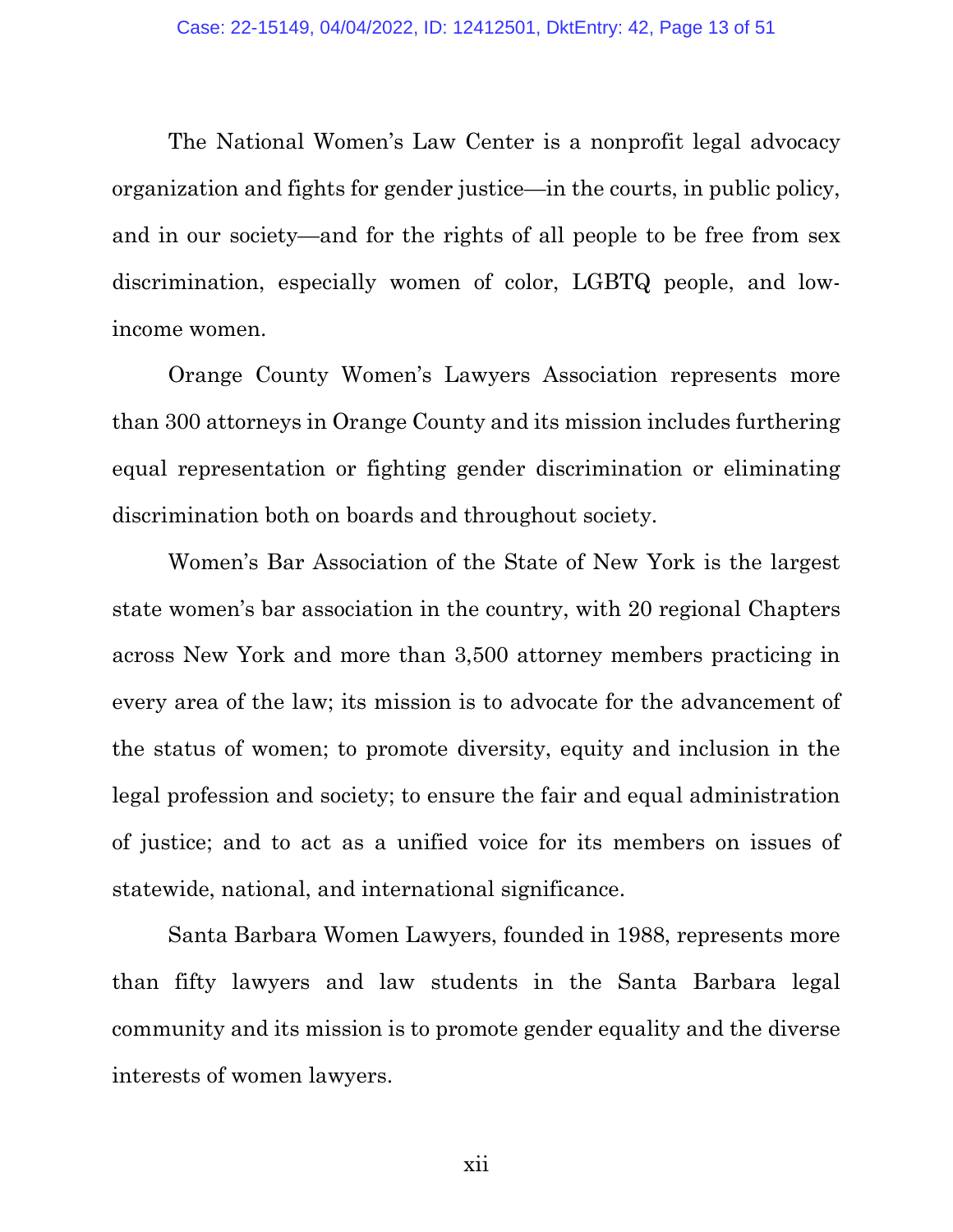The National Women's Law Center is a nonprofit legal advocacy organization and fights for gender justice—in the courts, in public policy, and in our society—and for the rights of all people to be free from sex discrimination, especially women of color, LGBTQ people, and low-income women.

Orange County Women's Lawyers Association represents more than 300 attorneys in Orange County and its mission includes furthering equal representation or fighting gender discrimination or eliminating discrimination both on boards and throughout society.

Women's Bar Association of the State of New York is the largest state women's bar association in the country, with 20 regional Chapters across New York and more than 3,500 attorney members practicing in every area of the law; its mission is to advocate for the advancement of the status of women; to promote diversity, equity and inclusion in the legal profession and society; to ensure the fair and equal administration of justice; and to act as a unified voice for its members on issues of statewide, national, and international significance.

Santa Barbara Women Lawyers, founded in 1988, represents more than fifty lawyers and law students in the Santa Barbara legal community and its mission is to promote gender equality and the diverse interests of women lawyers.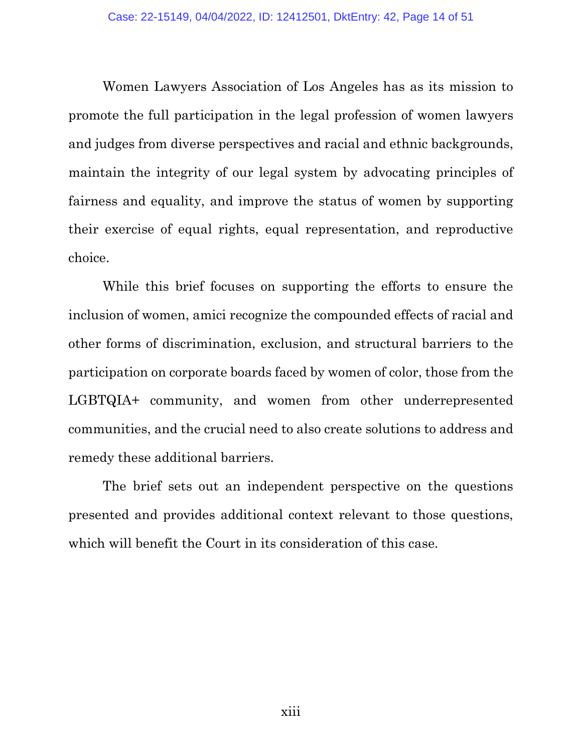Women Lawyers Association of Los Angeles has as its mission to promote the full participation in the legal profession of women lawyers and judges from diverse perspectives and racial and ethnic backgrounds, maintain the integrity of our legal system by advocating principles of fairness and equality, and improve the status of women by supporting their exercise of equal rights, equal representation, and reproductive choice.

While this brief focuses on supporting the efforts to ensure the inclusion of women, amici recognize the compounded effects of racial and other forms of discrimination, exclusion, and structural barriers to the participation on corporate boards faced by women of color, those from the LGBTQIA+ community, and women from other underrepresented communities, and the crucial need to also create solutions to address and remedy these additional barriers.

The brief sets out an independent perspective on the questions presented and provides additional context relevant to those questions, which will benefit the Court in its consideration of this case.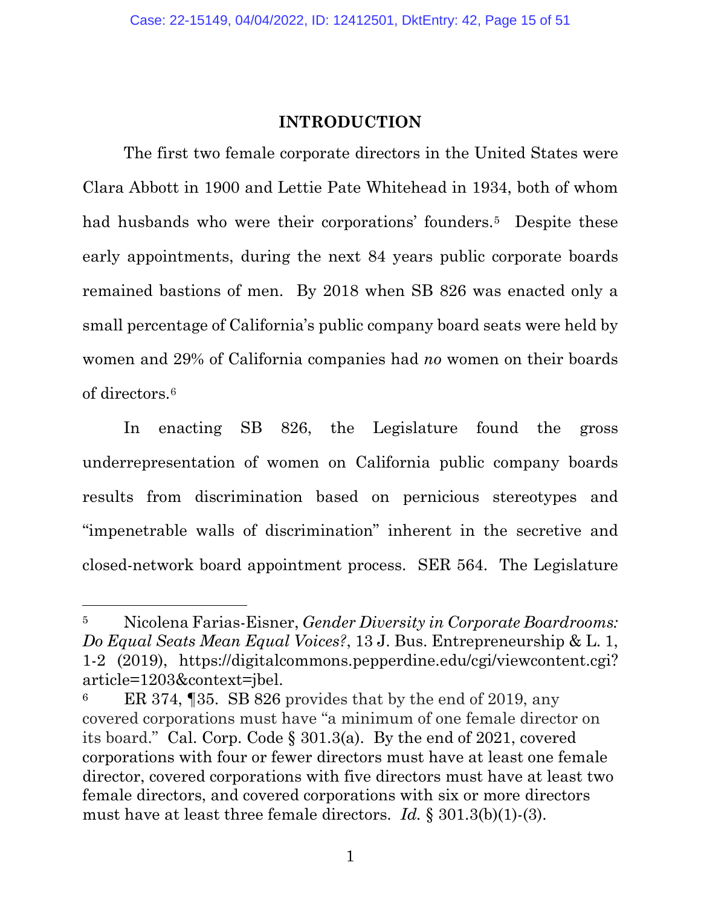## INTRODUCTION

The first two female corporate directors in the United States were Clara Abbott in 1900 and Lettie Pate Whitehead in 1934, both of whom had husbands who were their corporations' founders.[5] Despite these early appointments, during the next 84 years public corporate boards remained bastions of men. By 2018 when SB 826 was enacted only a small percentage of California's public company board seats were held by women and 29% of California companies had *no* women on their boards of directors.[6]

In enacting SB 826, the Legislature found the gross underrepresentation of women on California public company boards results from discrimination based on pernicious stereotypes and "impenetrable walls of discrimination" inherent in the secretive and closed-network board appointment process. SER 564. The Legislature

---

[5] Nicolena Farias-Eisner, *Gender Diversity in Corporate Boardrooms: Do Equal Seats Mean Equal Voices?*, 13 J. Bus. Entrepreneurship & L. 1, 1-2 (2019), https://digitalcommons.pepperdine.edu/cgi/viewcontent.cgi?article=1203&context=jbel.

[6] ER 374, ¶35. SB 826 provides that by the end of 2019, any covered corporations must have "a minimum of one female director on its board." Cal. Corp. Code § 301.3(a). By the end of 2021, covered corporations with four or fewer directors must have at least one female director, covered corporations with five directors must have at least two female directors, and covered corporations with six or more directors must have at least three female directors. *Id.* § 301.3(b)(1)-(3).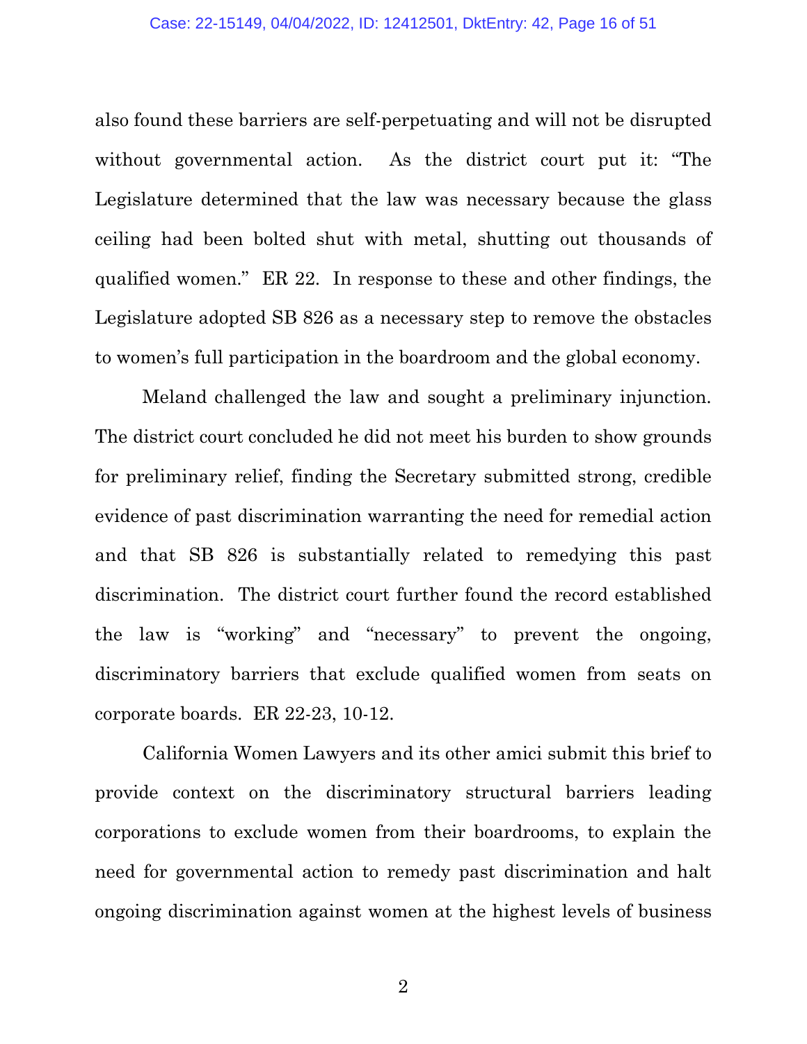also found these barriers are self-perpetuating and will not be disrupted without governmental action. As the district court put it: "The Legislature determined that the law was necessary because the glass ceiling had been bolted shut with metal, shutting out thousands of qualified women." ER 22. In response to these and other findings, the Legislature adopted SB 826 as a necessary step to remove the obstacles to women's full participation in the boardroom and the global economy.

Meland challenged the law and sought a preliminary injunction. The district court concluded he did not meet his burden to show grounds for preliminary relief, finding the Secretary submitted strong, credible evidence of past discrimination warranting the need for remedial action and that SB 826 is substantially related to remedying this past discrimination. The district court further found the record established the law is "working" and "necessary" to prevent the ongoing, discriminatory barriers that exclude qualified women from seats on corporate boards. ER 22-23, 10-12.

California Women Lawyers and its other amici submit this brief to provide context on the discriminatory structural barriers leading corporations to exclude women from their boardrooms, to explain the need for governmental action to remedy past discrimination and halt ongoing discrimination against women at the highest levels of business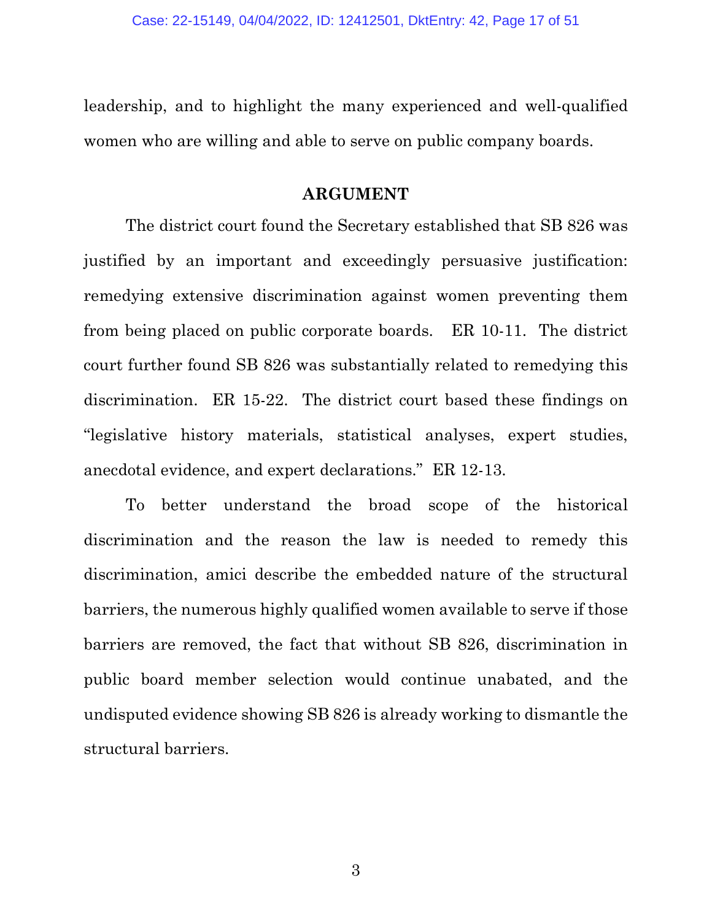leadership, and to highlight the many experienced and well-qualified women who are willing and able to serve on public company boards.

## ARGUMENT

The district court found the Secretary established that SB 826 was justified by an important and exceedingly persuasive justification: remedying extensive discrimination against women preventing them from being placed on public corporate boards. ER 10-11. The district court further found SB 826 was substantially related to remedying this discrimination. ER 15-22. The district court based these findings on "legislative history materials, statistical analyses, expert studies, anecdotal evidence, and expert declarations." ER 12-13.

To better understand the broad scope of the historical discrimination and the reason the law is needed to remedy this discrimination, amici describe the embedded nature of the structural barriers, the numerous highly qualified women available to serve if those barriers are removed, the fact that without SB 826, discrimination in public board member selection would continue unabated, and the undisputed evidence showing SB 826 is already working to dismantle the structural barriers.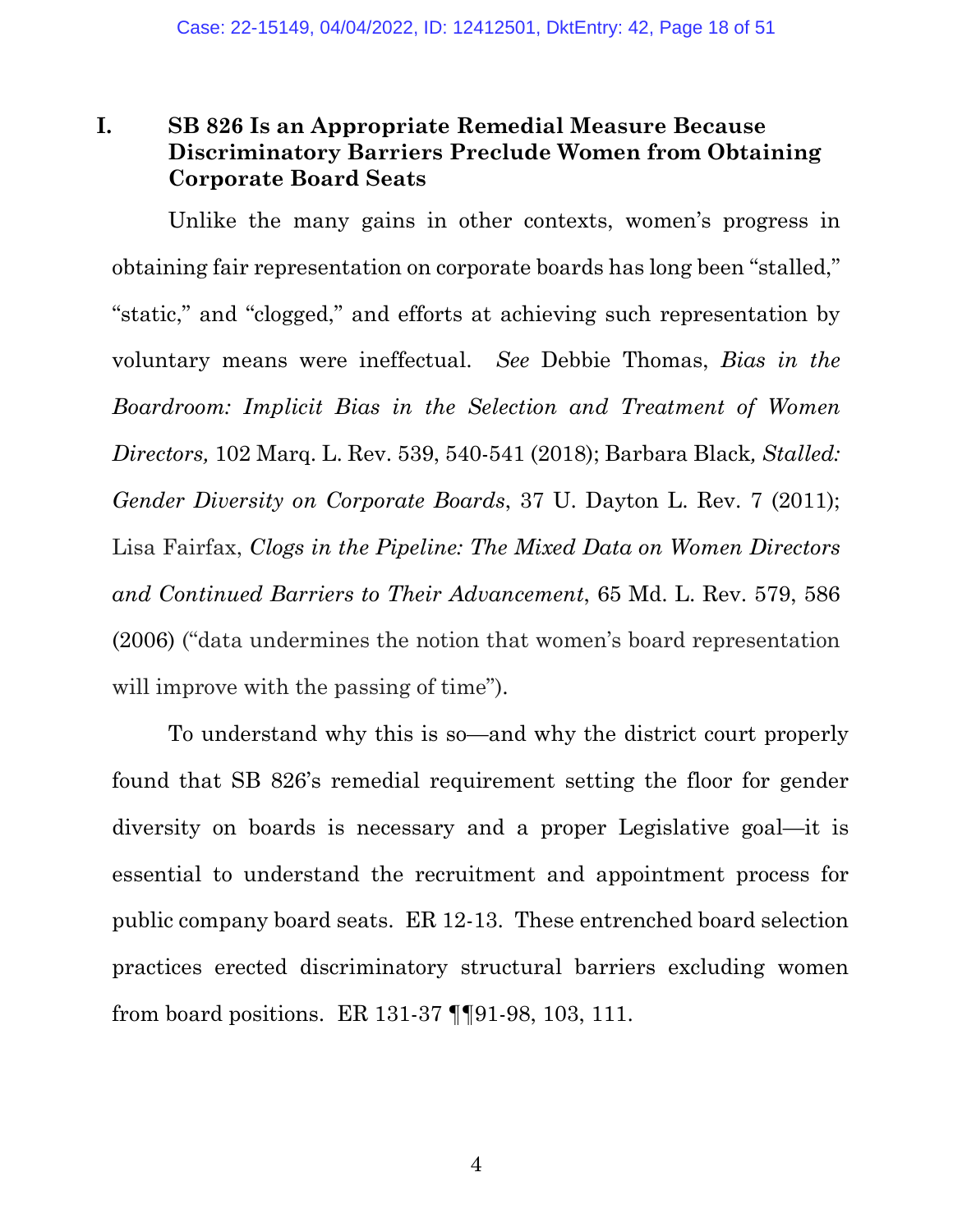## I. SB 826 Is an Appropriate Remedial Measure Because Discriminatory Barriers Preclude Women from Obtaining Corporate Board Seats

Unlike the many gains in other contexts, women's progress in obtaining fair representation on corporate boards has long been "stalled," "static," and "clogged," and efforts at achieving such representation by voluntary means were ineffectual. *See* Debbie Thomas, *Bias in the Boardroom: Implicit Bias in the Selection and Treatment of Women Directors,* 102 Marq. L. Rev. 539, 540-541 (2018); Barbara Black, *Stalled: Gender Diversity on Corporate Boards*, 37 U. Dayton L. Rev. 7 (2011); Lisa Fairfax, *Clogs in the Pipeline: The Mixed Data on Women Directors and Continued Barriers to Their Advancement*, 65 Md. L. Rev. 579, 586 (2006) ("data undermines the notion that women's board representation will improve with the passing of time").

To understand why this is so—and why the district court properly found that SB 826's remedial requirement setting the floor for gender diversity on boards is necessary and a proper Legislative goal—it is essential to understand the recruitment and appointment process for public company board seats. ER 12-13. These entrenched board selection practices erected discriminatory structural barriers excluding women from board positions. ER 131-37 ¶¶91-98, 103, 111.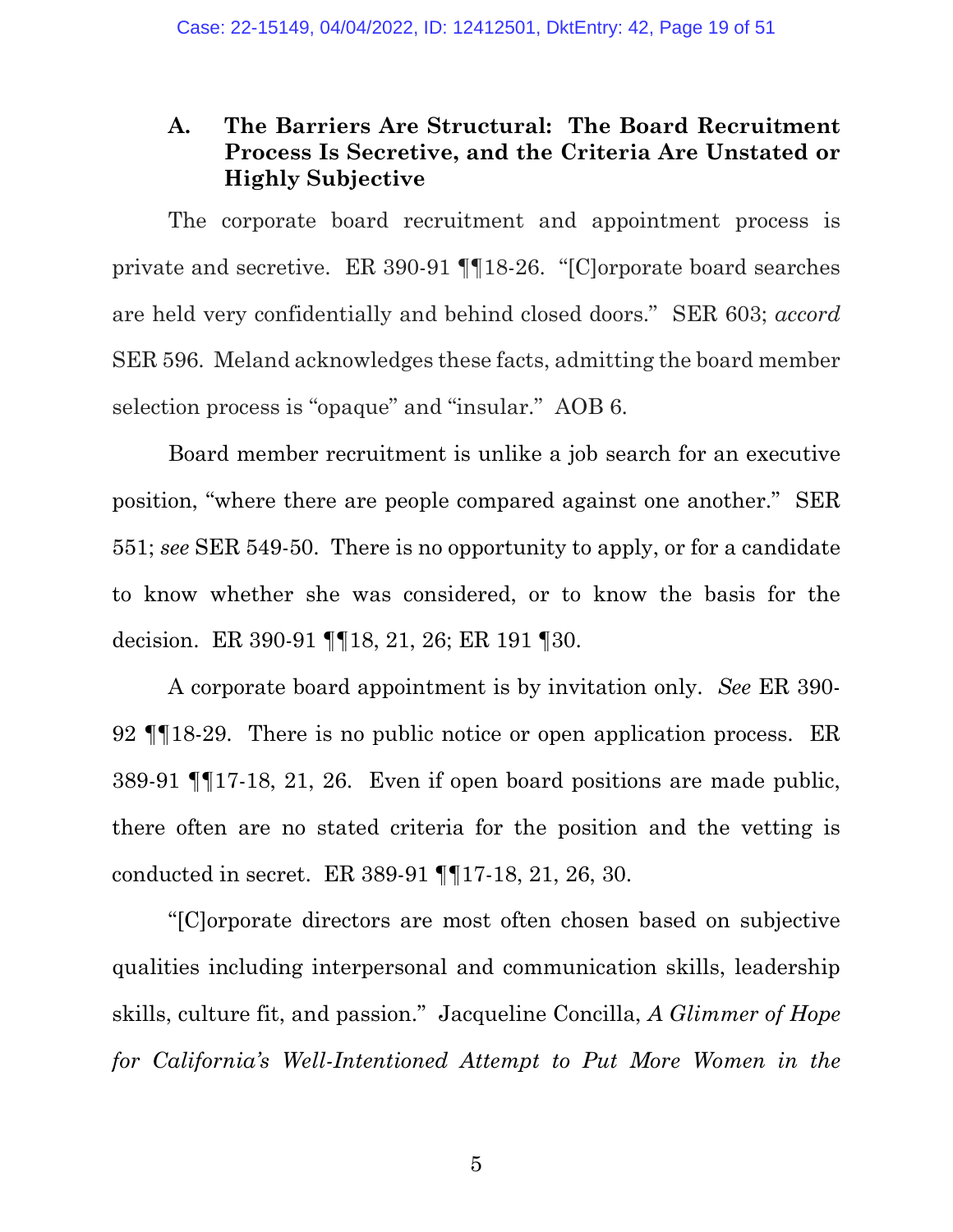### A. The Barriers Are Structural: The Board Recruitment Process Is Secretive, and the Criteria Are Unstated or Highly Subjective

The corporate board recruitment and appointment process is private and secretive. ER 390-91 ¶¶18-26. "[C]orporate board searches are held very confidentially and behind closed doors." SER 603; *accord* SER 596. Meland acknowledges these facts, admitting the board member selection process is "opaque" and "insular." AOB 6.

Board member recruitment is unlike a job search for an executive position, "where there are people compared against one another." SER 551; *see* SER 549-50. There is no opportunity to apply, or for a candidate to know whether she was considered, or to know the basis for the decision. ER 390-91 ¶¶18, 21, 26; ER 191 ¶30.

A corporate board appointment is by invitation only. *See* ER 390-92 ¶¶18-29. There is no public notice or open application process. ER 389-91 ¶¶17-18, 21, 26. Even if open board positions are made public, there often are no stated criteria for the position and the vetting is conducted in secret. ER 389-91 ¶¶17-18, 21, 26, 30.

"[C]orporate directors are most often chosen based on subjective qualities including interpersonal and communication skills, leadership skills, culture fit, and passion." Jacqueline Concilla, *A Glimmer of Hope for California's Well-Intentioned Attempt to Put More Women in the*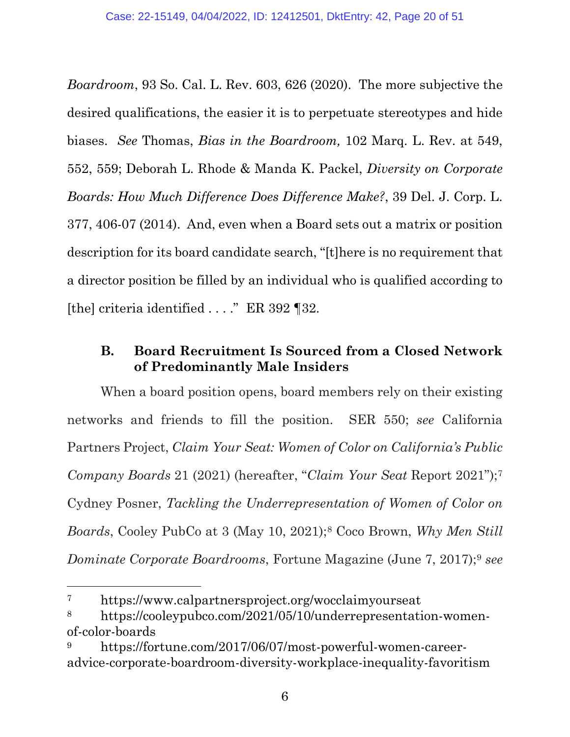*Boardroom*, 93 So. Cal. L. Rev. 603, 626 (2020). The more subjective the desired qualifications, the easier it is to perpetuate stereotypes and hide biases. *See* Thomas, *Bias in the Boardroom,* 102 Marq. L. Rev. at 549, 552, 559; Deborah L. Rhode & Manda K. Packel, *Diversity on Corporate Boards: How Much Difference Does Difference Make?*, 39 Del. J. Corp. L. 377, 406-07 (2014). And, even when a Board sets out a matrix or position description for its board candidate search, "[t]here is no requirement that a director position be filled by an individual who is qualified according to [the] criteria identified . . . ." ER 392 ¶32.

### B. Board Recruitment Is Sourced from a Closed Network of Predominantly Male Insiders

When a board position opens, board members rely on their existing networks and friends to fill the position. SER 550; *see* California Partners Project, *Claim Your Seat: Women of Color on California's Public Company Boards* 21 (2021) (hereafter, "*Claim Your Seat* Report 2021");[7] Cydney Posner, *Tackling the Underrepresentation of Women of Color on Boards*, Cooley PubCo at 3 (May 10, 2021);[8] Coco Brown, *Why Men Still Dominate Corporate Boardrooms*, Fortune Magazine (June 7, 2017);[9] *see*

---

[7] https://www.calpartnersproject.org/wocclaimyourseat

[8] https://cooleypubco.com/2021/05/10/underrepresentation-women-of-color-boards

[9] https://fortune.com/2017/06/07/most-powerful-women-career-advice-corporate-boardroom-diversity-workplace-inequality-favoritism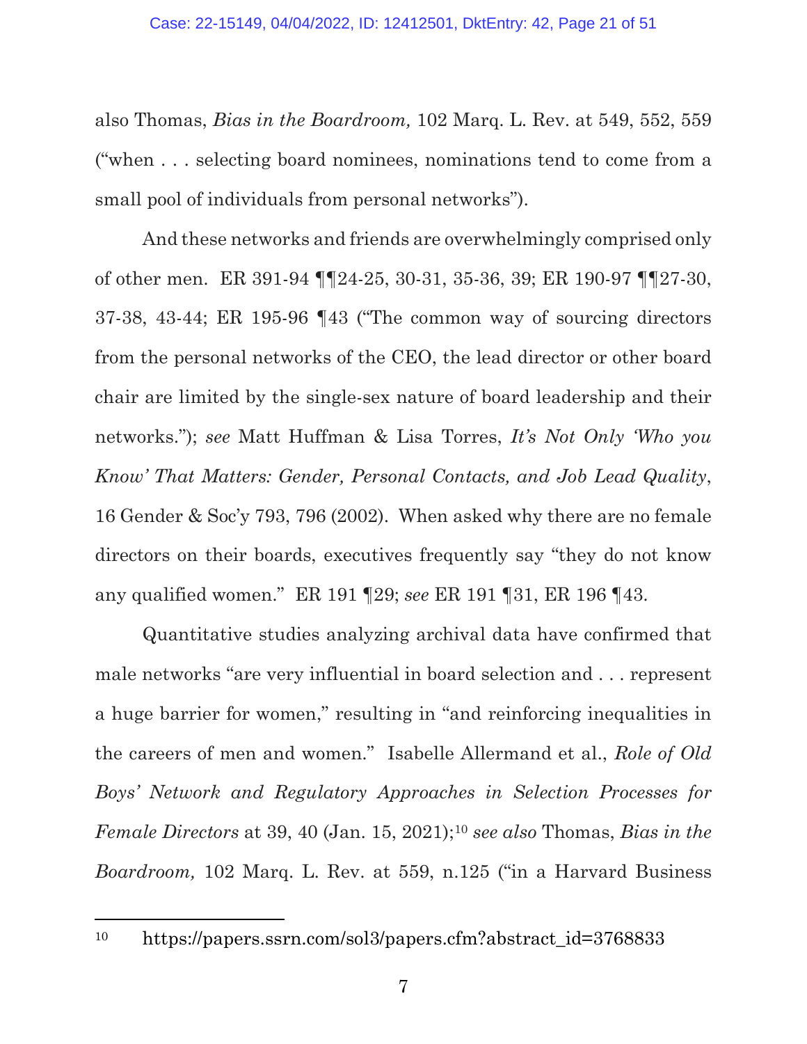also Thomas, *Bias in the Boardroom,* 102 Marq. L. Rev. at 549, 552, 559 ("when . . . selecting board nominees, nominations tend to come from a small pool of individuals from personal networks").

And these networks and friends are overwhelmingly comprised only of other men. ER 391-94 ¶¶24-25, 30-31, 35-36, 39; ER 190-97 ¶¶27-30, 37-38, 43-44; ER 195-96 ¶43 ("The common way of sourcing directors from the personal networks of the CEO, the lead director or other board chair are limited by the single-sex nature of board leadership and their networks."); *see* Matt Huffman & Lisa Torres, *It's Not Only 'Who you Know' That Matters: Gender, Personal Contacts, and Job Lead Quality*, 16 Gender & Soc'y 793, 796 (2002). When asked why there are no female directors on their boards, executives frequently say "they do not know any qualified women." ER 191 ¶29; *see* ER 191 ¶31, ER 196 ¶43.

Quantitative studies analyzing archival data have confirmed that male networks "are very influential in board selection and . . . represent a huge barrier for women," resulting in "and reinforcing inequalities in the careers of men and women." Isabelle Allermand et al., *Role of Old Boys' Network and Regulatory Approaches in Selection Processes for Female Directors* at 39, 40 (Jan. 15, 2021);[10] *see also* Thomas, *Bias in the Boardroom,* 102 Marq. L. Rev. at 559, n.125 ("in a Harvard Business

---

[10] https://papers.ssrn.com/sol3/papers.cfm?abstract_id=3768833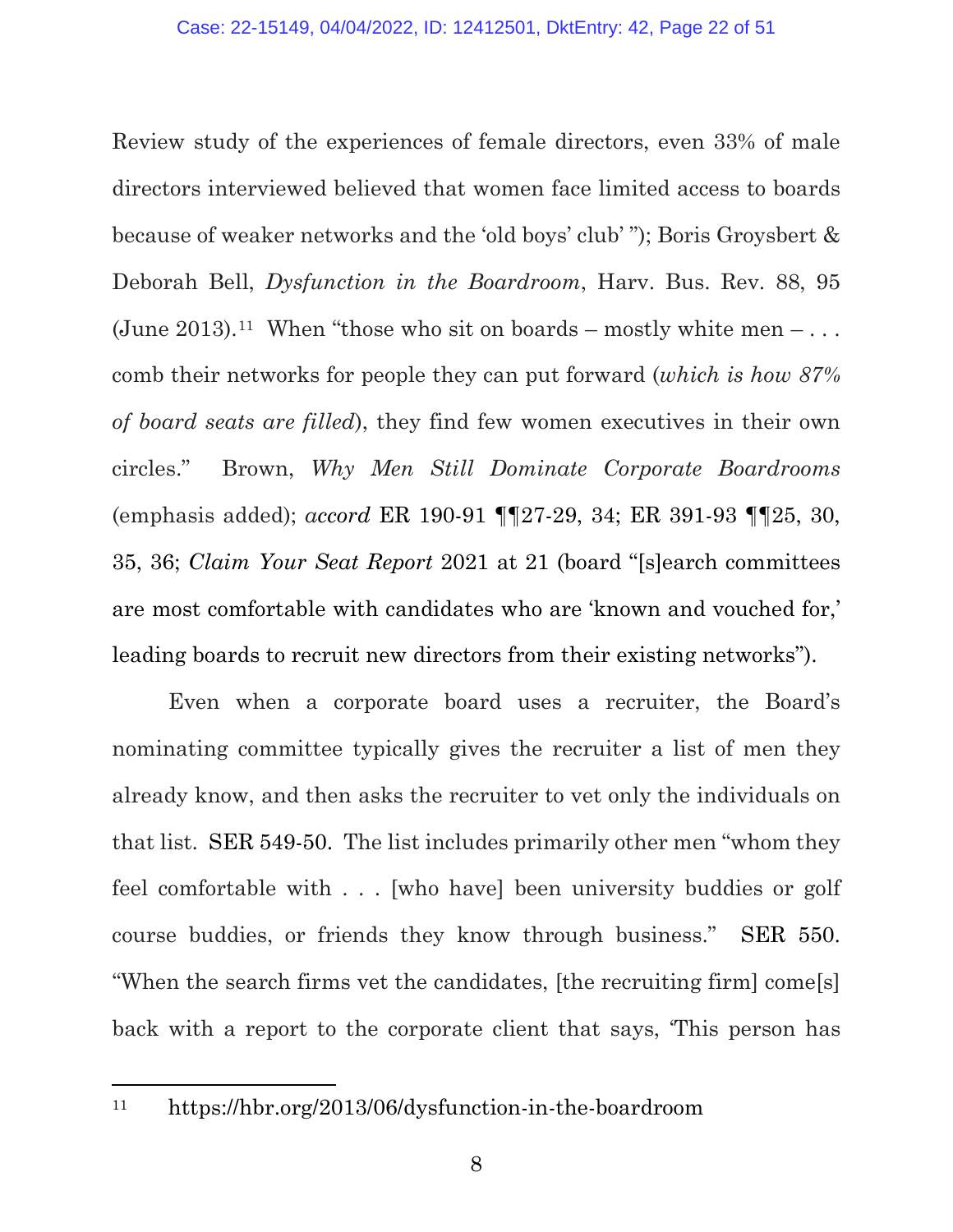Review study of the experiences of female directors, even 33% of male directors interviewed believed that women face limited access to boards because of weaker networks and the 'old boys' club' "); Boris Groysbert & Deborah Bell, *Dysfunction in the Boardroom*, Harv. Bus. Rev. 88, 95 (June 2013).[11] When "those who sit on boards – mostly white men – . . . comb their networks for people they can put forward (*which is how 87% of board seats are filled*), they find few women executives in their own circles." Brown, *Why Men Still Dominate Corporate Boardrooms* (emphasis added); *accord* ER 190-91 ¶¶27-29, 34; ER 391-93 ¶¶25, 30, 35, 36; *Claim Your Seat Report* 2021 at 21 (board "[s]earch committees are most comfortable with candidates who are 'known and vouched for,' leading boards to recruit new directors from their existing networks").

Even when a corporate board uses a recruiter, the Board's nominating committee typically gives the recruiter a list of men they already know, and then asks the recruiter to vet only the individuals on that list. SER 549-50. The list includes primarily other men "whom they feel comfortable with . . . [who have] been university buddies or golf course buddies, or friends they know through business." SER 550. "When the search firms vet the candidates, [the recruiting firm] come[s] back with a report to the corporate client that says, 'This person has

---

[11] https://hbr.org/2013/06/dysfunction-in-the-boardroom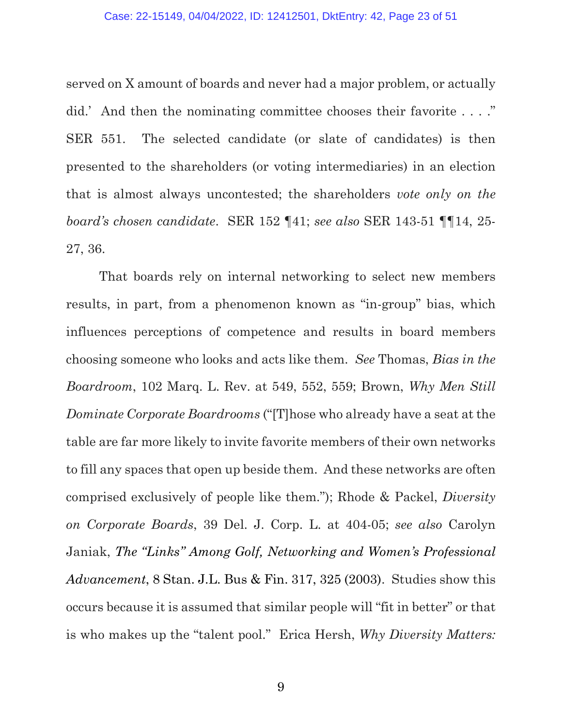served on X amount of boards and never had a major problem, or actually did.' And then the nominating committee chooses their favorite . . . ." SER 551. The selected candidate (or slate of candidates) is then presented to the shareholders (or voting intermediaries) in an election that is almost always uncontested; the shareholders *vote only on the board's chosen candidate*. SER 152 ¶41; *see also* SER 143-51 ¶¶14, 25-27, 36.

That boards rely on internal networking to select new members results, in part, from a phenomenon known as "in-group" bias, which influences perceptions of competence and results in board members choosing someone who looks and acts like them. *See* Thomas, *Bias in the Boardroom*, 102 Marq. L. Rev. at 549, 552, 559; Brown, *Why Men Still Dominate Corporate Boardrooms* ("[T]hose who already have a seat at the table are far more likely to invite favorite members of their own networks to fill any spaces that open up beside them. And these networks are often comprised exclusively of people like them."); Rhode & Packel, *Diversity on Corporate Boards*, 39 Del. J. Corp. L. at 404-05; *see also* Carolyn Janiak, *The "Links" Among Golf, Networking and Women's Professional Advancement*, 8 Stan. J.L. Bus & Fin. 317, 325 (2003). Studies show this occurs because it is assumed that similar people will "fit in better" or that is who makes up the "talent pool." Erica Hersh, *Why Diversity Matters:*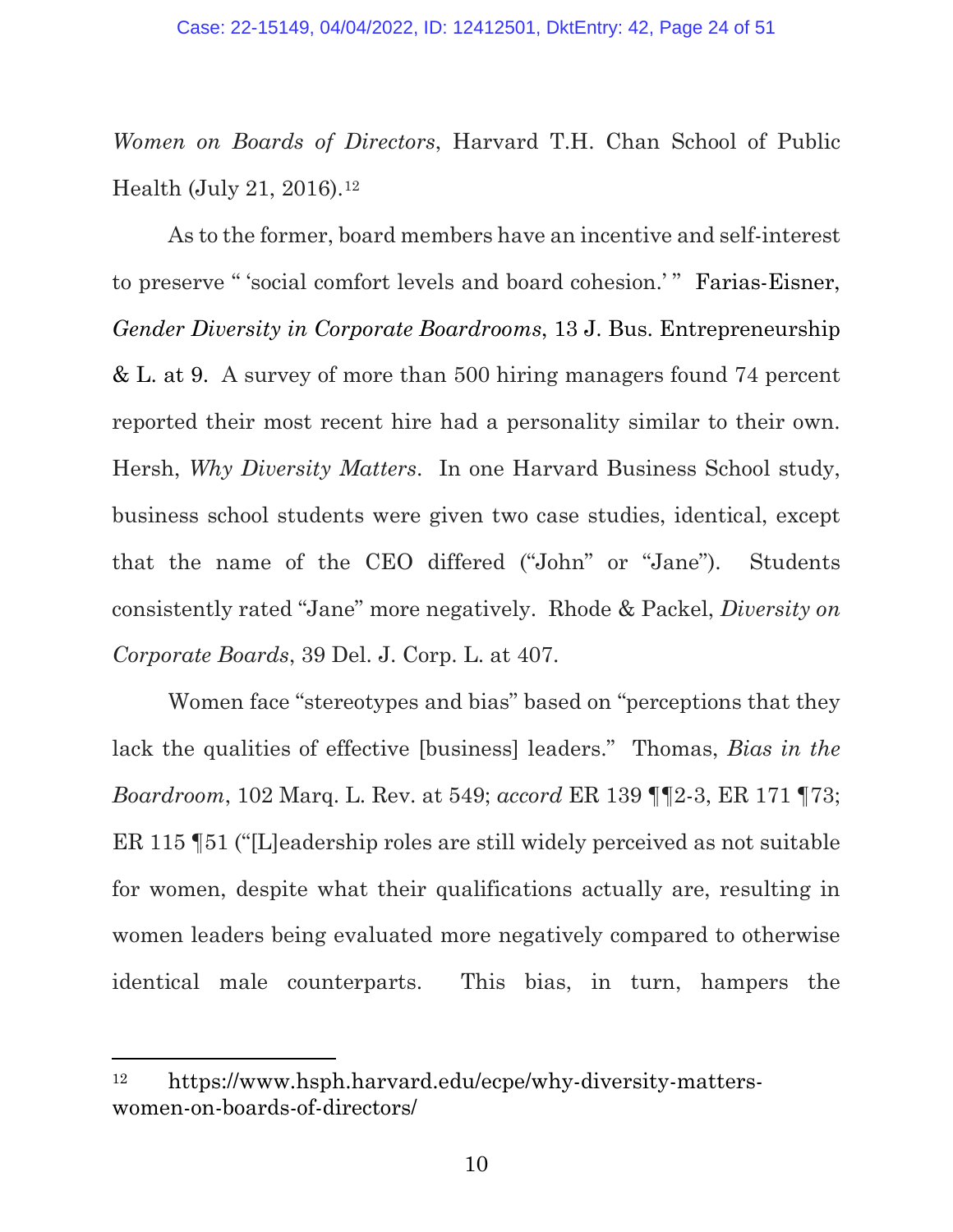*Women on Boards of Directors*, Harvard T.H. Chan School of Public Health (July 21, 2016).[12]

As to the former, board members have an incentive and self-interest to preserve " 'social comfort levels and board cohesion.' " Farias-Eisner, *Gender Diversity in Corporate Boardrooms*, 13 J. Bus. Entrepreneurship & L. at 9. A survey of more than 500 hiring managers found 74 percent reported their most recent hire had a personality similar to their own. Hersh, *Why Diversity Matters*. In one Harvard Business School study, business school students were given two case studies, identical, except that the name of the CEO differed ("John" or "Jane"). Students consistently rated "Jane" more negatively. Rhode & Packel, *Diversity on Corporate Boards*, 39 Del. J. Corp. L. at 407.

Women face "stereotypes and bias" based on "perceptions that they lack the qualities of effective [business] leaders." Thomas, *Bias in the Boardroom*, 102 Marq. L. Rev. at 549; *accord* ER 139 ¶¶2-3, ER 171 ¶73; ER 115 ¶51 ("[L]eadership roles are still widely perceived as not suitable for women, despite what their qualifications actually are, resulting in women leaders being evaluated more negatively compared to otherwise identical male counterparts. This bias, in turn, hampers the

---

[12] https://www.hsph.harvard.edu/ecpe/why-diversity-matters-women-on-boards-of-directors/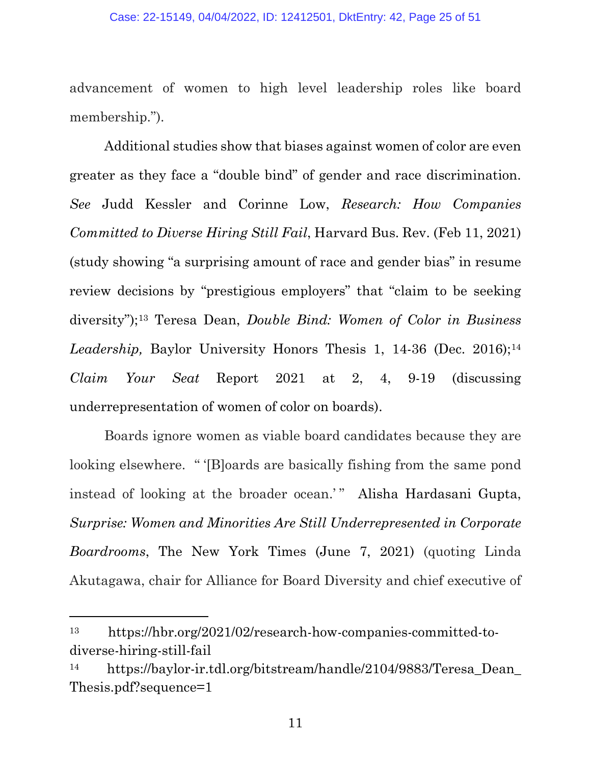advancement of women to high level leadership roles like board membership.").

Additional studies show that biases against women of color are even greater as they face a "double bind" of gender and race discrimination. *See* Judd Kessler and Corinne Low, *Research: How Companies Committed to Diverse Hiring Still Fail*, Harvard Bus. Rev. (Feb 11, 2021) (study showing "a surprising amount of race and gender bias" in resume review decisions by "prestigious employers" that "claim to be seeking diversity");[13] Teresa Dean, *Double Bind: Women of Color in Business Leadership,* Baylor University Honors Thesis 1, 14-36 (Dec. 2016);[14] *Claim Your Seat* Report 2021 at 2, 4, 9-19 (discussing underrepresentation of women of color on boards).

Boards ignore women as viable board candidates because they are looking elsewhere. " '[B]oards are basically fishing from the same pond instead of looking at the broader ocean.' " Alisha Hardasani Gupta, *Surprise: Women and Minorities Are Still Underrepresented in Corporate Boardrooms*, The New York Times (June 7, 2021) (quoting Linda Akutagawa, chair for Alliance for Board Diversity and chief executive of

---

[13] https://hbr.org/2021/02/research-how-companies-committed-to-diverse-hiring-still-fail

[14] https://baylor-ir.tdl.org/bitstream/handle/2104/9883/Teresa_Dean_Thesis.pdf?sequence=1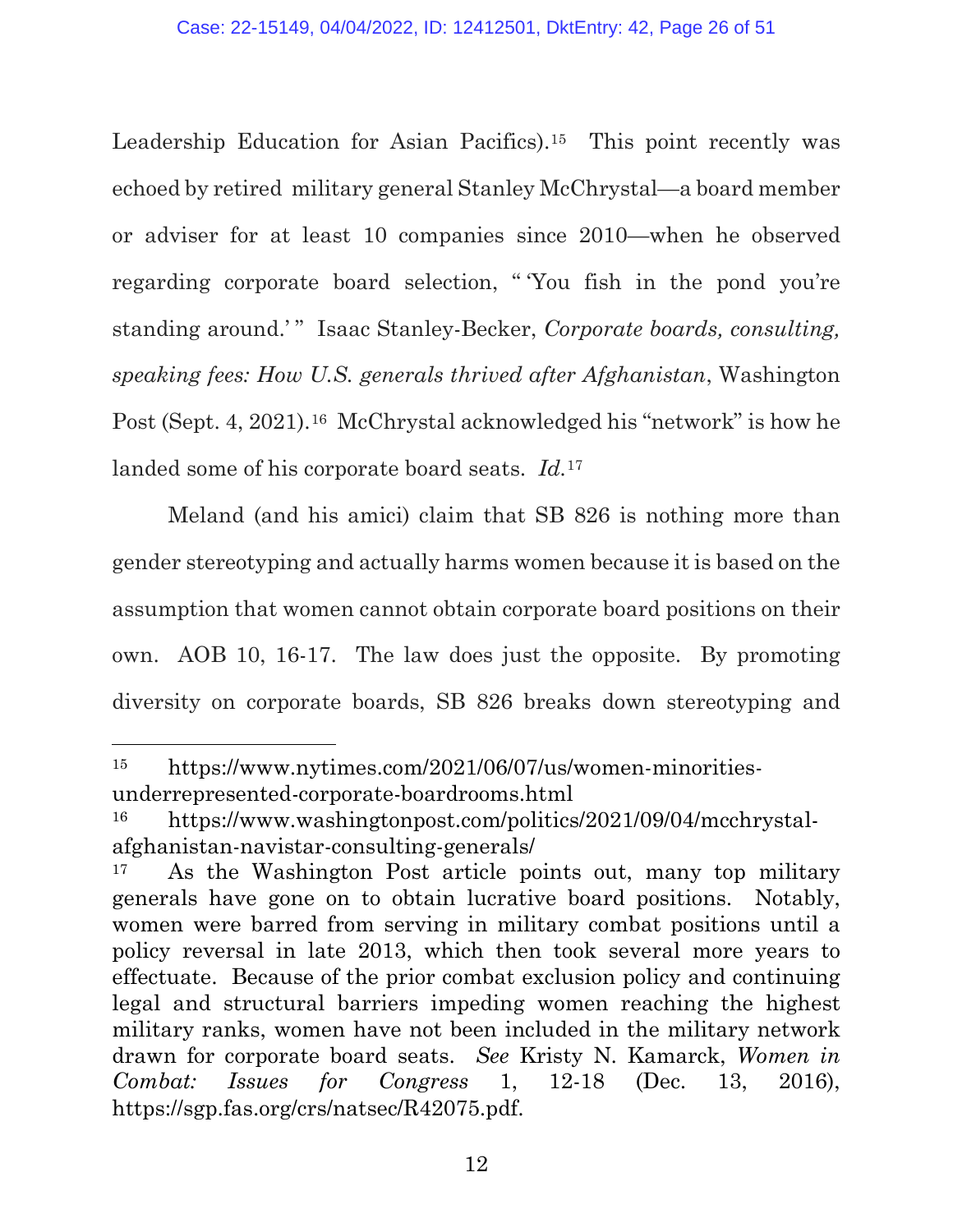Leadership Education for Asian Pacifics).[15] This point recently was echoed by retired military general Stanley McChrystal—a board member or adviser for at least 10 companies since 2010—when he observed regarding corporate board selection, " 'You fish in the pond you're standing around.' " Isaac Stanley-Becker, *Corporate boards, consulting, speaking fees: How U.S. generals thrived after Afghanistan*, Washington Post (Sept. 4, 2021).[16] McChrystal acknowledged his "network" is how he landed some of his corporate board seats. *Id.*[17]

Meland (and his amici) claim that SB 826 is nothing more than gender stereotyping and actually harms women because it is based on the assumption that women cannot obtain corporate board positions on their own. AOB 10, 16-17. The law does just the opposite. By promoting diversity on corporate boards, SB 826 breaks down stereotyping and

---

[15] https://www.nytimes.com/2021/06/07/us/women-minorities-underrepresented-corporate-boardrooms.html

[16] https://www.washingtonpost.com/politics/2021/09/04/mcchrystal-afghanistan-navistar-consulting-generals/

[17] As the Washington Post article points out, many top military generals have gone on to obtain lucrative board positions. Notably, women were barred from serving in military combat positions until a policy reversal in late 2013, which then took several more years to effectuate. Because of the prior combat exclusion policy and continuing legal and structural barriers impeding women reaching the highest military ranks, women have not been included in the military network drawn for corporate board seats. *See* Kristy N. Kamarck, *Women in Combat: Issues for Congress* 1, 12-18 (Dec. 13, 2016), https://sgp.fas.org/crs/natsec/R42075.pdf.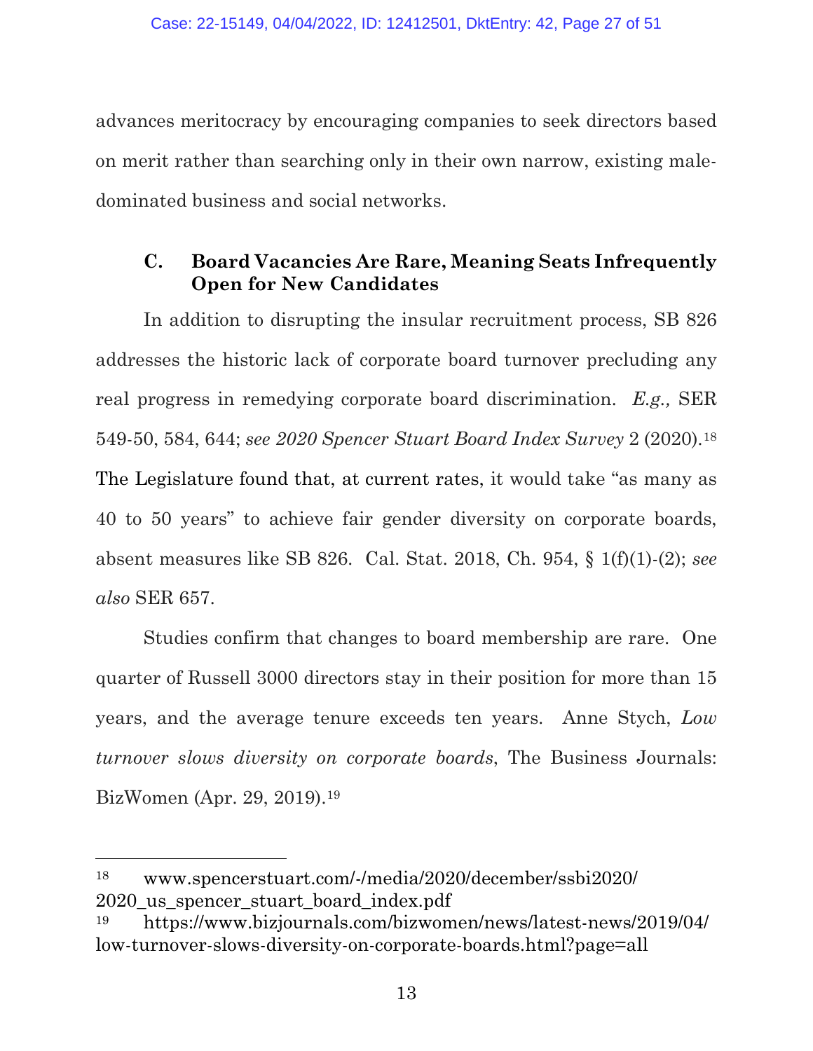advances meritocracy by encouraging companies to seek directors based on merit rather than searching only in their own narrow, existing male-dominated business and social networks.

### C. Board Vacancies Are Rare, Meaning Seats Infrequently Open for New Candidates

In addition to disrupting the insular recruitment process, SB 826 addresses the historic lack of corporate board turnover precluding any real progress in remedying corporate board discrimination. *E.g.,* SER 549-50, 584, 644; *see 2020 Spencer Stuart Board Index Survey* 2 (2020).[18] The Legislature found that, at current rates, it would take "as many as 40 to 50 years" to achieve fair gender diversity on corporate boards, absent measures like SB 826. Cal. Stat. 2018, Ch. 954, § 1(f)(1)-(2); *see also* SER 657.

Studies confirm that changes to board membership are rare. One quarter of Russell 3000 directors stay in their position for more than 15 years, and the average tenure exceeds ten years. Anne Stych, *Low turnover slows diversity on corporate boards*, The Business Journals: BizWomen (Apr. 29, 2019).[19]

---

[18] www.spencerstuart.com/-/media/2020/december/ssbi2020/2020_us_spencer_stuart_board_index.pdf

[19] https://www.bizjournals.com/bizwomen/news/latest-news/2019/04/low-turnover-slows-diversity-on-corporate-boards.html?page=all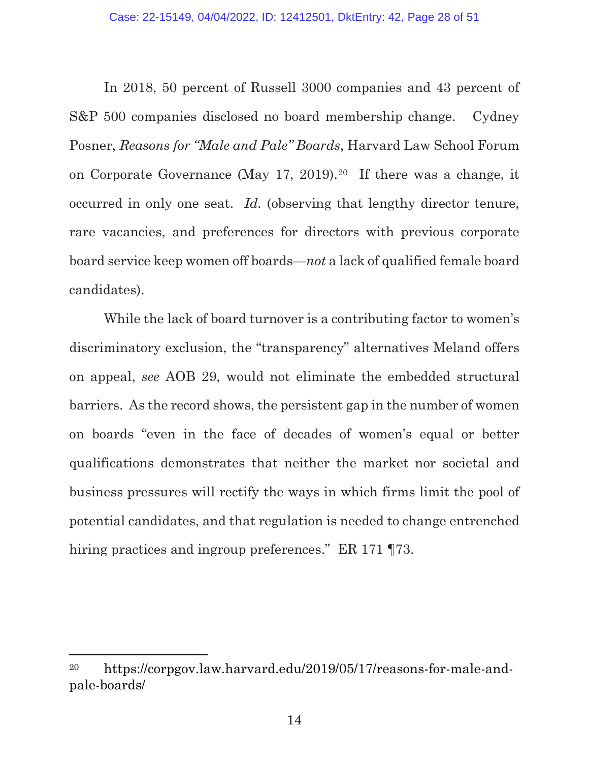In 2018, 50 percent of Russell 3000 companies and 43 percent of S&P 500 companies disclosed no board membership change. Cydney Posner, *Reasons for "Male and Pale" Boards*, Harvard Law School Forum on Corporate Governance (May 17, 2019).[20] If there was a change, it occurred in only one seat. *Id.* (observing that lengthy director tenure, rare vacancies, and preferences for directors with previous corporate board service keep women off boards—*not* a lack of qualified female board candidates).

While the lack of board turnover is a contributing factor to women's discriminatory exclusion, the "transparency" alternatives Meland offers on appeal, *see* AOB 29, would not eliminate the embedded structural barriers. As the record shows, the persistent gap in the number of women on boards "even in the face of decades of women's equal or better qualifications demonstrates that neither the market nor societal and business pressures will rectify the ways in which firms limit the pool of potential candidates, and that regulation is needed to change entrenched hiring practices and ingroup preferences." ER 171 ¶73.

---

[20] https://corpgov.law.harvard.edu/2019/05/17/reasons-for-male-and-pale-boards/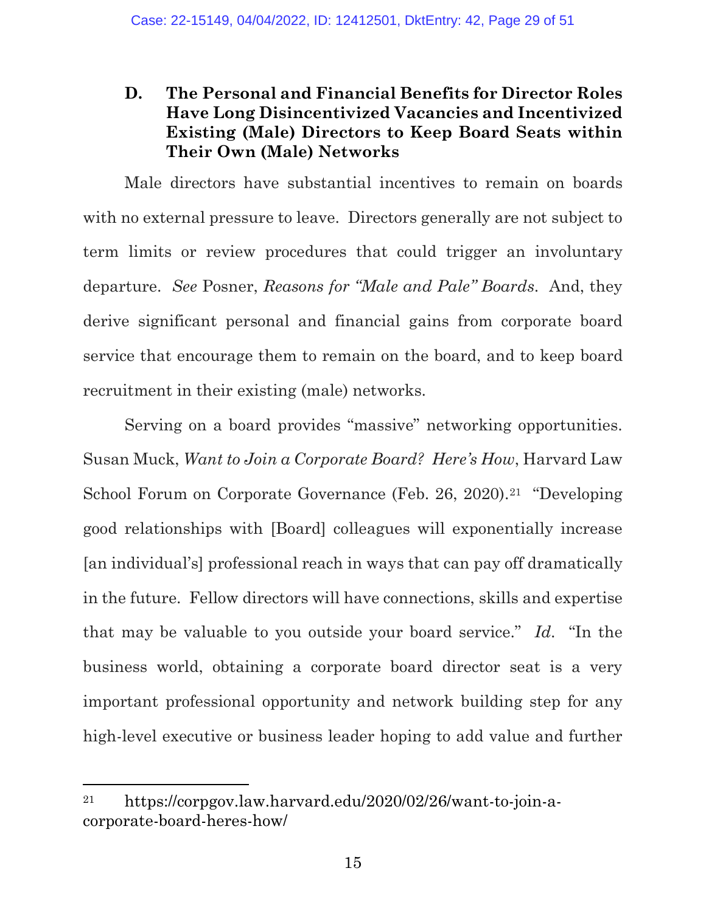### D. The Personal and Financial Benefits for Director Roles Have Long Disincentivized Vacancies and Incentivized Existing (Male) Directors to Keep Board Seats within Their Own (Male) Networks

Male directors have substantial incentives to remain on boards with no external pressure to leave. Directors generally are not subject to term limits or review procedures that could trigger an involuntary departure. *See* Posner, *Reasons for "Male and Pale" Boards*. And, they derive significant personal and financial gains from corporate board service that encourage them to remain on the board, and to keep board recruitment in their existing (male) networks.

Serving on a board provides "massive" networking opportunities. Susan Muck, *Want to Join a Corporate Board? Here's How*, Harvard Law School Forum on Corporate Governance (Feb. 26, 2020).[21] "Developing good relationships with [Board] colleagues will exponentially increase [an individual's] professional reach in ways that can pay off dramatically in the future. Fellow directors will have connections, skills and expertise that may be valuable to you outside your board service." *Id*. "In the business world, obtaining a corporate board director seat is a very important professional opportunity and network building step for any high-level executive or business leader hoping to add value and further

---

[21] https://corpgov.law.harvard.edu/2020/02/26/want-to-join-a-corporate-board-heres-how/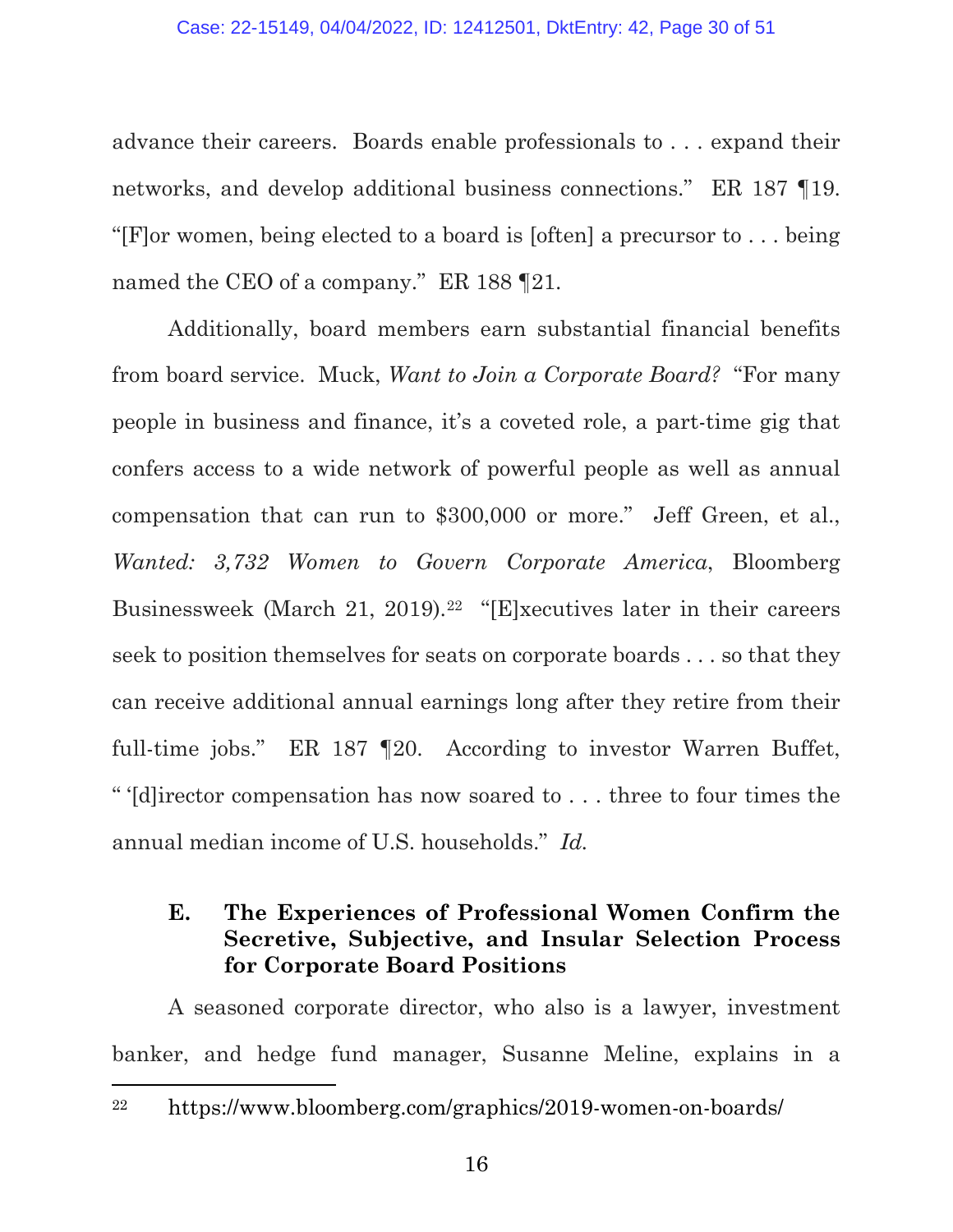advance their careers. Boards enable professionals to . . . expand their networks, and develop additional business connections." ER 187 ¶19. "[F]or women, being elected to a board is [often] a precursor to . . . being named the CEO of a company." ER 188 ¶21.

Additionally, board members earn substantial financial benefits from board service. Muck, *Want to Join a Corporate Board?* "For many people in business and finance, it's a coveted role, a part-time gig that confers access to a wide network of powerful people as well as annual compensation that can run to $300,000 or more." Jeff Green, et al., *Wanted: 3,732 Women to Govern Corporate America*, Bloomberg Businessweek (March 21, 2019).[22] "[E]xecutives later in their careers seek to position themselves for seats on corporate boards . . . so that they can receive additional annual earnings long after they retire from their full-time jobs." ER 187 ¶20. According to investor Warren Buffet, " '[d]irector compensation has now soared to . . . three to four times the annual median income of U.S. households." *Id.*

### E. The Experiences of Professional Women Confirm the Secretive, Subjective, and Insular Selection Process for Corporate Board Positions

A seasoned corporate director, who also is a lawyer, investment banker, and hedge fund manager, Susanne Meline, explains in a

---

[22] https://www.bloomberg.com/graphics/2019-women-on-boards/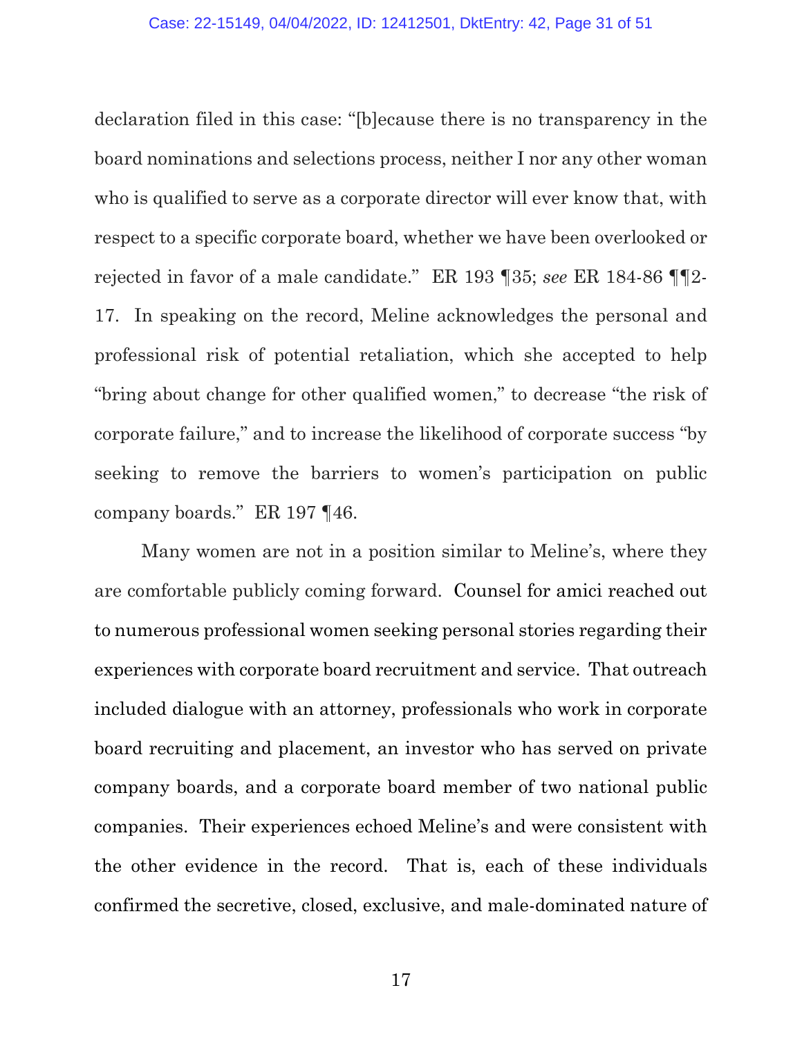declaration filed in this case: "[b]ecause there is no transparency in the board nominations and selections process, neither I nor any other woman who is qualified to serve as a corporate director will ever know that, with respect to a specific corporate board, whether we have been overlooked or rejected in favor of a male candidate." ER 193 ¶35; *see* ER 184-86 ¶¶2-17. In speaking on the record, Meline acknowledges the personal and professional risk of potential retaliation, which she accepted to help "bring about change for other qualified women," to decrease "the risk of corporate failure," and to increase the likelihood of corporate success "by seeking to remove the barriers to women's participation on public company boards." ER 197 ¶46.

Many women are not in a position similar to Meline's, where they are comfortable publicly coming forward. Counsel for amici reached out to numerous professional women seeking personal stories regarding their experiences with corporate board recruitment and service. That outreach included dialogue with an attorney, professionals who work in corporate board recruiting and placement, an investor who has served on private company boards, and a corporate board member of two national public companies. Their experiences echoed Meline's and were consistent with the other evidence in the record. That is, each of these individuals confirmed the secretive, closed, exclusive, and male-dominated nature of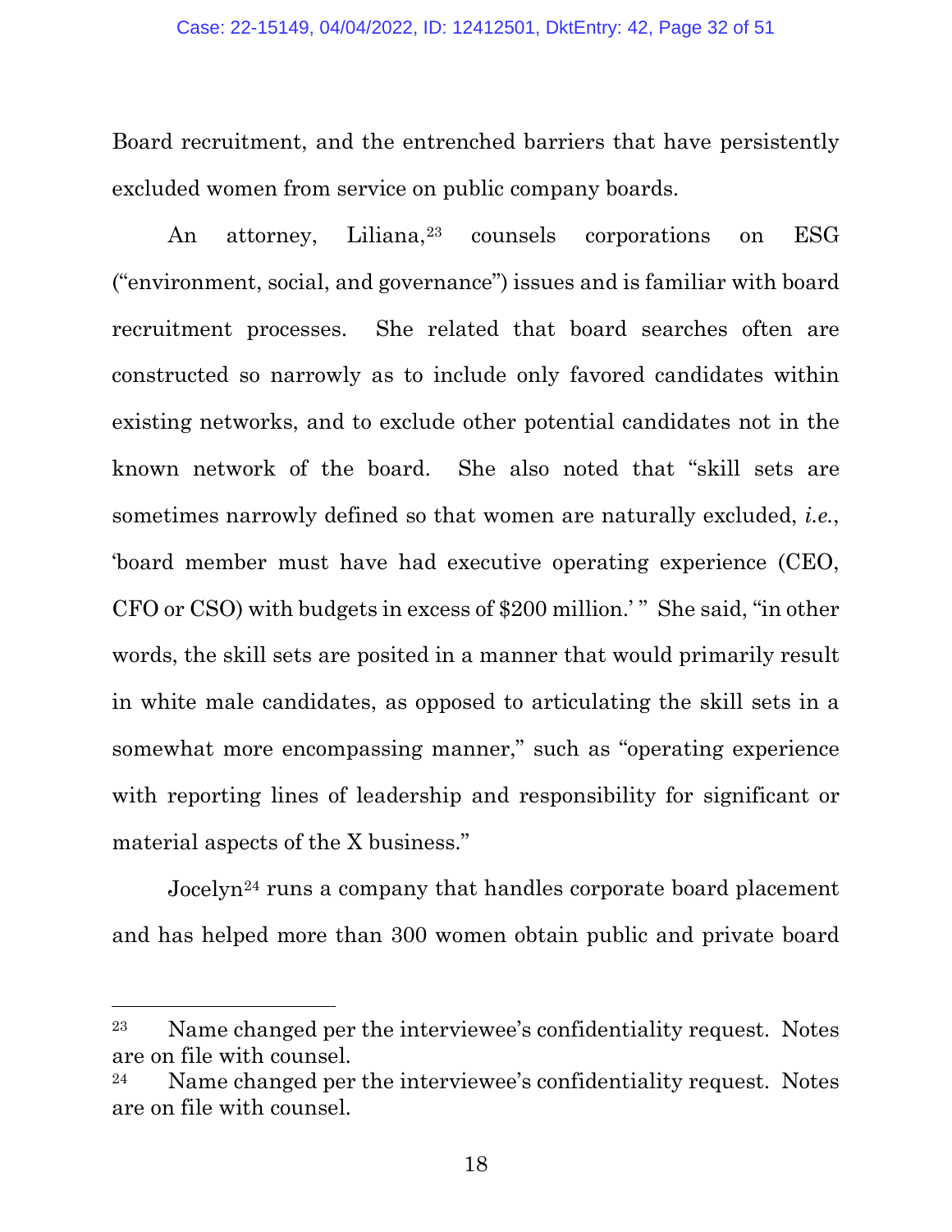Board recruitment, and the entrenched barriers that have persistently excluded women from service on public company boards.

An attorney, Liliana,[23] counsels corporations on ESG ("environment, social, and governance") issues and is familiar with board recruitment processes. She related that board searches often are constructed so narrowly as to include only favored candidates within existing networks, and to exclude other potential candidates not in the known network of the board. She also noted that "skill sets are sometimes narrowly defined so that women are naturally excluded, *i.e.*, 'board member must have had executive operating experience (CEO, CFO or CSO) with budgets in excess of $200 million.' " She said, "in other words, the skill sets are posited in a manner that would primarily result in white male candidates, as opposed to articulating the skill sets in a somewhat more encompassing manner," such as "operating experience with reporting lines of leadership and responsibility for significant or material aspects of the X business."

Jocelyn[24] runs a company that handles corporate board placement and has helped more than 300 women obtain public and private board

---

[23] Name changed per the interviewee's confidentiality request. Notes are on file with counsel.

[24] Name changed per the interviewee's confidentiality request. Notes are on file with counsel.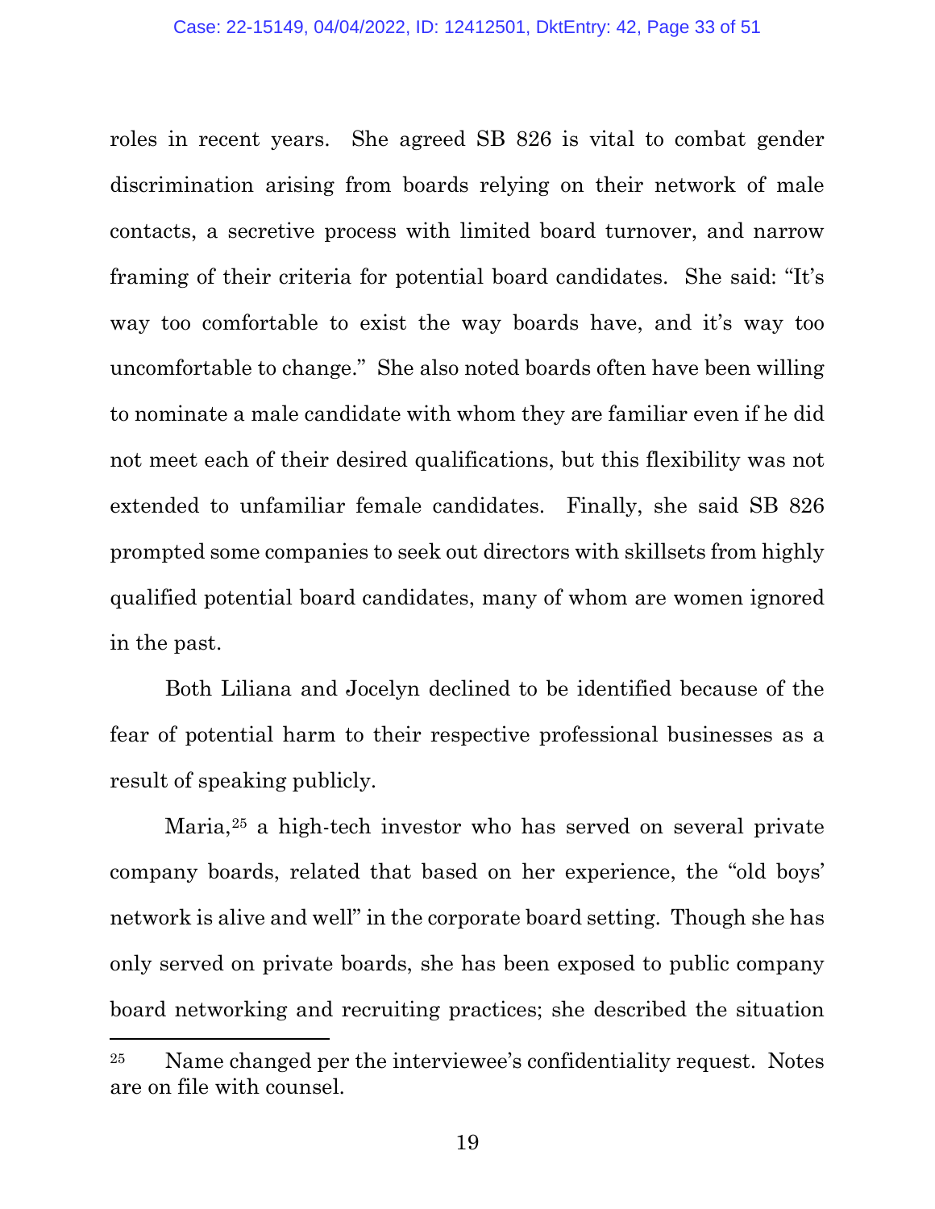roles in recent years. She agreed SB 826 is vital to combat gender discrimination arising from boards relying on their network of male contacts, a secretive process with limited board turnover, and narrow framing of their criteria for potential board candidates. She said: "It's way too comfortable to exist the way boards have, and it's way too uncomfortable to change." She also noted boards often have been willing to nominate a male candidate with whom they are familiar even if he did not meet each of their desired qualifications, but this flexibility was not extended to unfamiliar female candidates. Finally, she said SB 826 prompted some companies to seek out directors with skillsets from highly qualified potential board candidates, many of whom are women ignored in the past.

Both Liliana and Jocelyn declined to be identified because of the fear of potential harm to their respective professional businesses as a result of speaking publicly.

Maria,[25] a high-tech investor who has served on several private company boards, related that based on her experience, the "old boys' network is alive and well" in the corporate board setting. Though she has only served on private boards, she has been exposed to public company board networking and recruiting practices; she described the situation

[25] Name changed per the interviewee's confidentiality request. Notes are on file with counsel.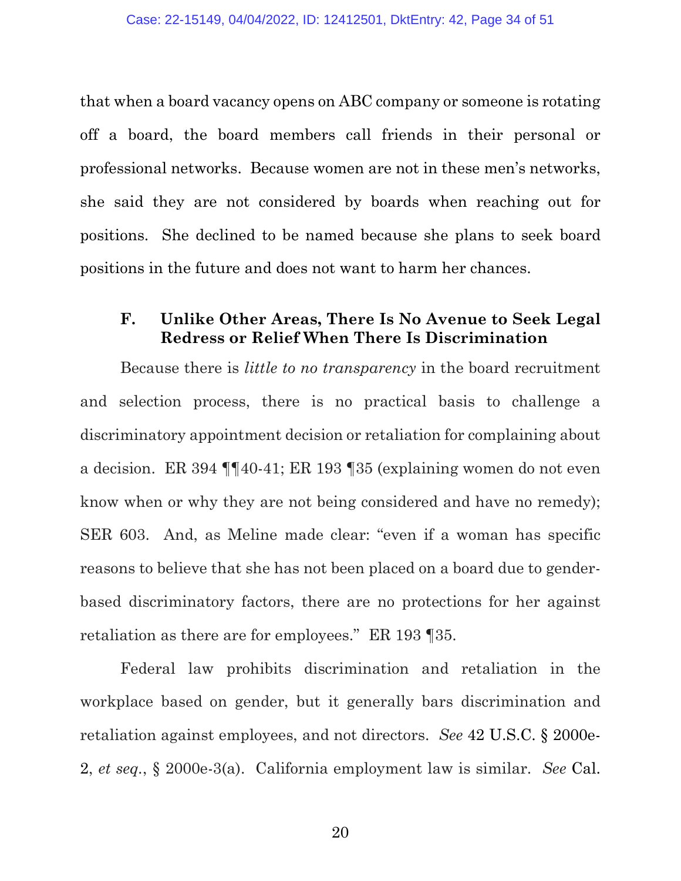that when a board vacancy opens on ABC company or someone is rotating off a board, the board members call friends in their personal or professional networks. Because women are not in these men's networks, she said they are not considered by boards when reaching out for positions. She declined to be named because she plans to seek board positions in the future and does not want to harm her chances.

### F. Unlike Other Areas, There Is No Avenue to Seek Legal Redress or Relief When There Is Discrimination

Because there is *little to no transparency* in the board recruitment and selection process, there is no practical basis to challenge a discriminatory appointment decision or retaliation for complaining about a decision. ER 394 ¶¶40-41; ER 193 ¶35 (explaining women do not even know when or why they are not being considered and have no remedy); SER 603. And, as Meline made clear: "even if a woman has specific reasons to believe that she has not been placed on a board due to gender-based discriminatory factors, there are no protections for her against retaliation as there are for employees." ER 193 ¶35.

Federal law prohibits discrimination and retaliation in the workplace based on gender, but it generally bars discrimination and retaliation against employees, and not directors. *See* 42 U.S.C. § 2000e-2, *et seq.*, § 2000e-3(a). California employment law is similar. *See* Cal.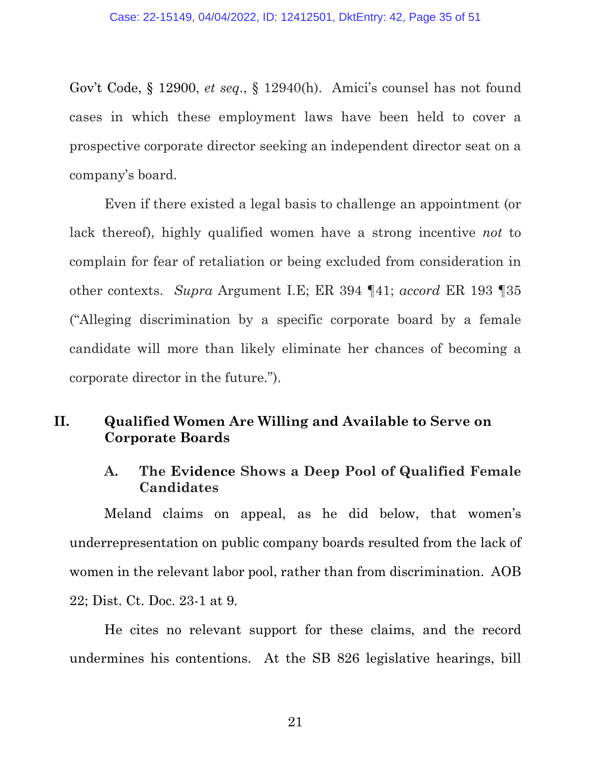Gov't Code, § 12900, *et seq*., § 12940(h). Amici's counsel has not found cases in which these employment laws have been held to cover a prospective corporate director seeking an independent director seat on a company's board.

Even if there existed a legal basis to challenge an appointment (or lack thereof), highly qualified women have a strong incentive *not* to complain for fear of retaliation or being excluded from consideration in other contexts. *Supra* Argument I.E; ER 394 ¶41; *accord* ER 193 ¶35 ("Alleging discrimination by a specific corporate board by a female candidate will more than likely eliminate her chances of becoming a corporate director in the future.").

## II. Qualified Women Are Willing and Available to Serve on Corporate Boards

### A. The Evidence Shows a Deep Pool of Qualified Female Candidates

Meland claims on appeal, as he did below, that women's underrepresentation on public company boards resulted from the lack of women in the relevant labor pool, rather than from discrimination. AOB 22; Dist. Ct. Doc. 23-1 at 9.

He cites no relevant support for these claims, and the record undermines his contentions. At the SB 826 legislative hearings, bill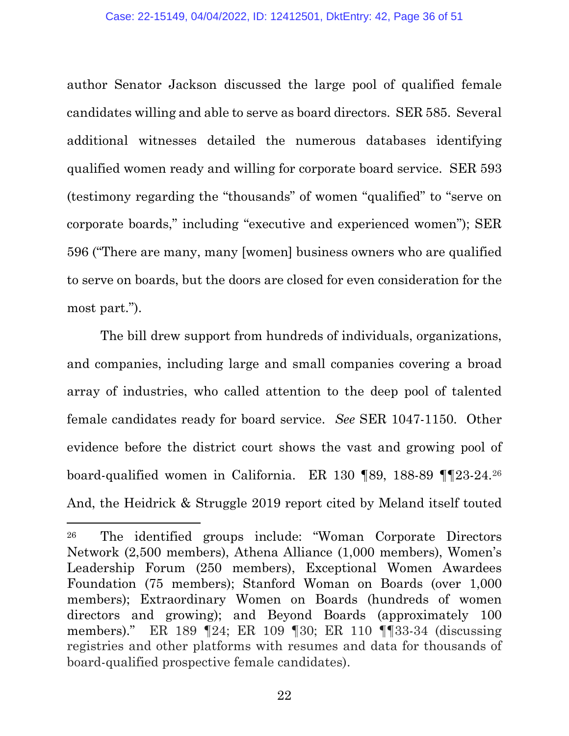author Senator Jackson discussed the large pool of qualified female candidates willing and able to serve as board directors. SER 585. Several additional witnesses detailed the numerous databases identifying qualified women ready and willing for corporate board service. SER 593 (testimony regarding the "thousands" of women "qualified" to "serve on corporate boards," including "executive and experienced women"); SER 596 ("There are many, many [women] business owners who are qualified to serve on boards, but the doors are closed for even consideration for the most part.").

The bill drew support from hundreds of individuals, organizations, and companies, including large and small companies covering a broad array of industries, who called attention to the deep pool of talented female candidates ready for board service. *See* SER 1047-1150. Other evidence before the district court shows the vast and growing pool of board-qualified women in California. ER 130 ¶89, 188-89 ¶¶23-24.[26] And, the Heidrick & Struggle 2019 report cited by Meland itself touted

---

[26] The identified groups include: "Woman Corporate Directors Network (2,500 members), Athena Alliance (1,000 members), Women's Leadership Forum (250 members), Exceptional Women Awardees Foundation (75 members); Stanford Woman on Boards (over 1,000 members); Extraordinary Women on Boards (hundreds of women directors and growing); and Beyond Boards (approximately 100 members)." ER 189 ¶24; ER 109 ¶30; ER 110 ¶¶33-34 (discussing registries and other platforms with resumes and data for thousands of board-qualified prospective female candidates).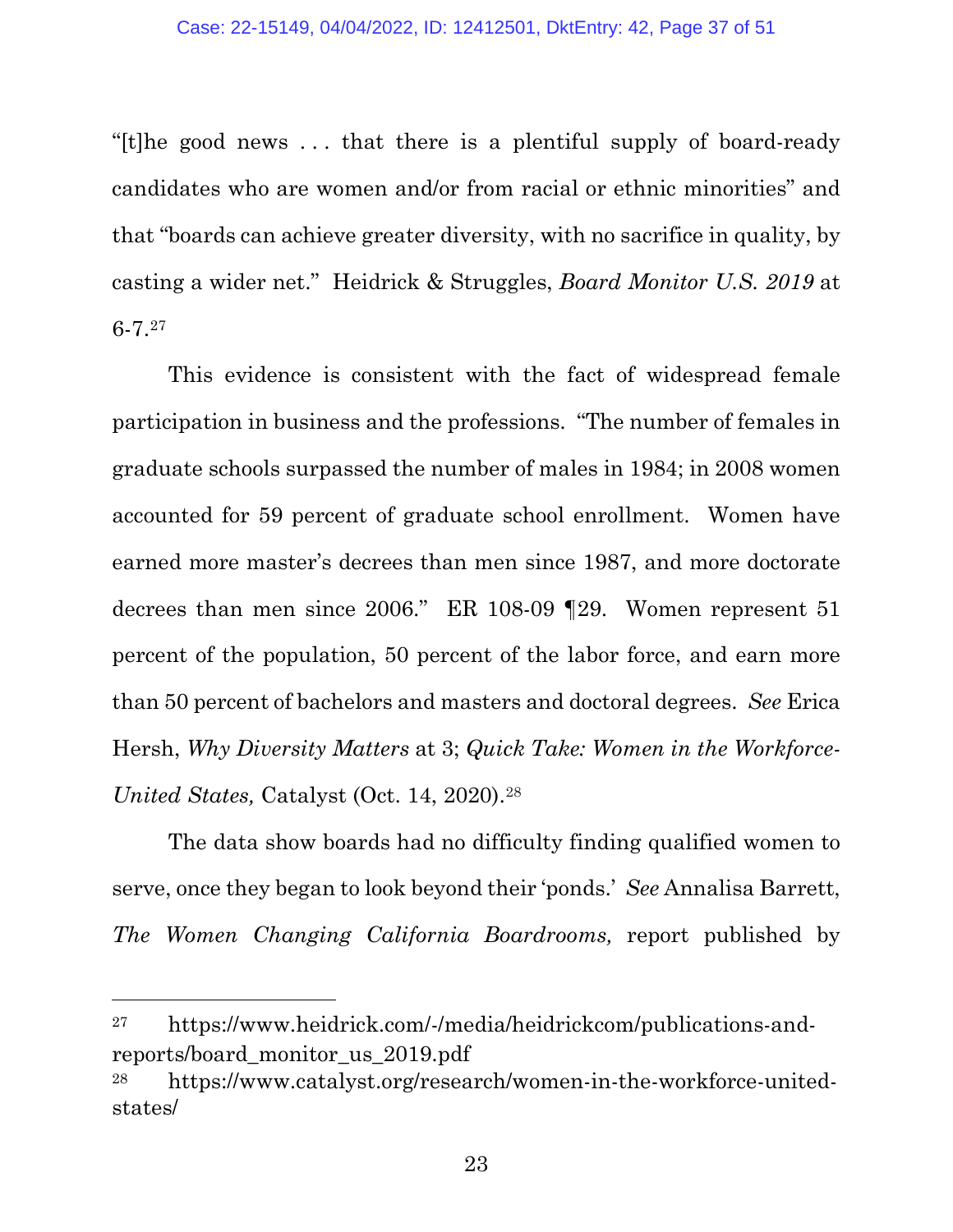"[t]he good news . . . that there is a plentiful supply of board-ready candidates who are women and/or from racial or ethnic minorities" and that "boards can achieve greater diversity, with no sacrifice in quality, by casting a wider net." Heidrick & Struggles, *Board Monitor U.S. 2019* at 6-7.[27]

This evidence is consistent with the fact of widespread female participation in business and the professions. "The number of females in graduate schools surpassed the number of males in 1984; in 2008 women accounted for 59 percent of graduate school enrollment. Women have earned more master's decrees than men since 1987, and more doctorate decrees than men since 2006." ER 108-09 ¶29. Women represent 51 percent of the population, 50 percent of the labor force, and earn more than 50 percent of bachelors and masters and doctoral degrees. *See* Erica Hersh, *Why Diversity Matters* at 3; *Quick Take: Women in the Workforce-United States,* Catalyst (Oct. 14, 2020).[28]

The data show boards had no difficulty finding qualified women to serve, once they began to look beyond their 'ponds.' *See* Annalisa Barrett, *The Women Changing California Boardrooms,* report published by

---

[27] https://www.heidrick.com/-/media/heidrickcom/publications-and-reports/board_monitor_us_2019.pdf

[28] https://www.catalyst.org/research/women-in-the-workforce-united-states/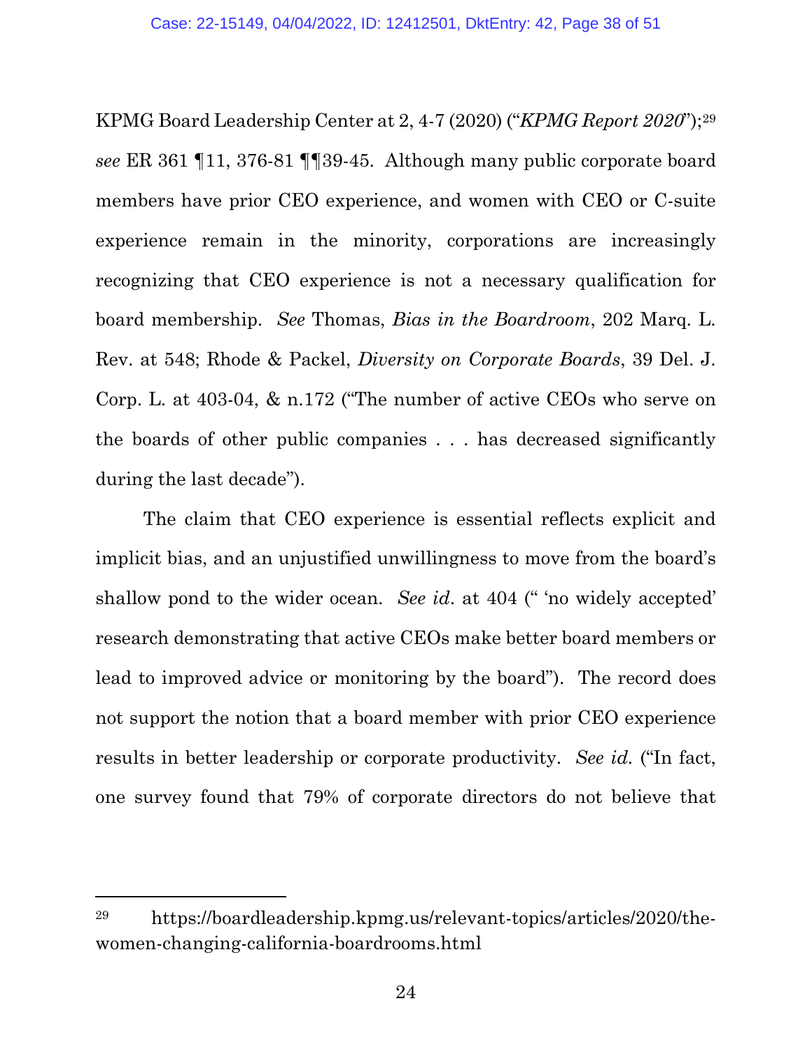KPMG Board Leadership Center at 2, 4-7 (2020) ("*KPMG Report 2020*");[29] *see* ER 361 ¶11, 376-81 ¶¶39-45. Although many public corporate board members have prior CEO experience, and women with CEO or C-suite experience remain in the minority, corporations are increasingly recognizing that CEO experience is not a necessary qualification for board membership. *See* Thomas, *Bias in the Boardroom*, 202 Marq. L. Rev. at 548; Rhode & Packel, *Diversity on Corporate Boards*, 39 Del. J. Corp. L. at 403-04, & n.172 ("The number of active CEOs who serve on the boards of other public companies . . . has decreased significantly during the last decade").

The claim that CEO experience is essential reflects explicit and implicit bias, and an unjustified unwillingness to move from the board's shallow pond to the wider ocean. *See id*. at 404 (" 'no widely accepted' research demonstrating that active CEOs make better board members or lead to improved advice or monitoring by the board"). The record does not support the notion that a board member with prior CEO experience results in better leadership or corporate productivity. *See id.* ("In fact, one survey found that 79% of corporate directors do not believe that

---

[29] https://boardleadership.kpmg.us/relevant-topics/articles/2020/the-women-changing-california-boardrooms.html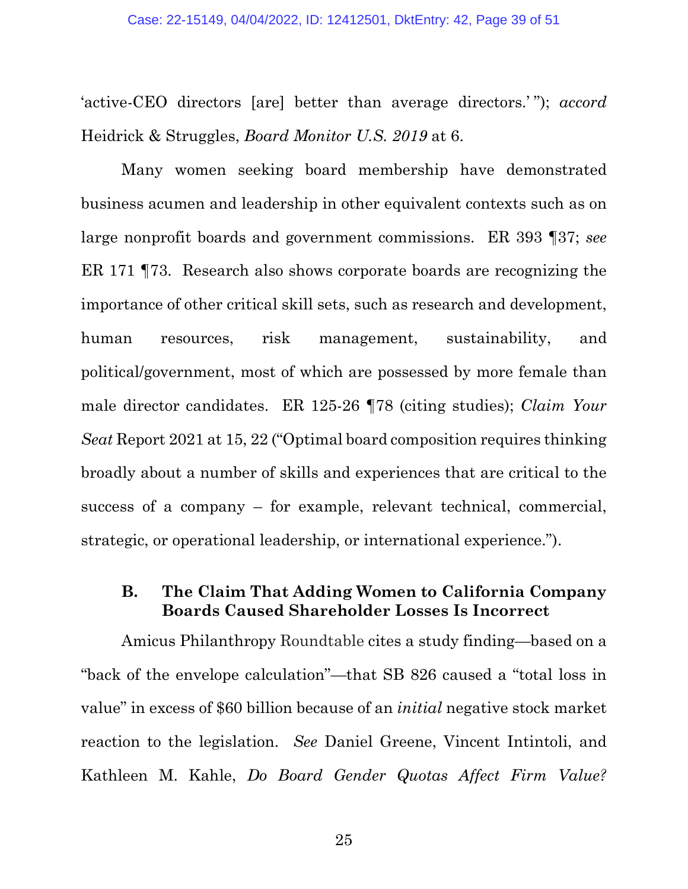'active-CEO directors [are] better than average directors.' "); *accord* Heidrick & Struggles, *Board Monitor U.S. 2019* at 6.

Many women seeking board membership have demonstrated business acumen and leadership in other equivalent contexts such as on large nonprofit boards and government commissions. ER 393 ¶37; *see* ER 171 ¶73. Research also shows corporate boards are recognizing the importance of other critical skill sets, such as research and development, human resources, risk management, sustainability, and political/government, most of which are possessed by more female than male director candidates. ER 125-26 ¶78 (citing studies); *Claim Your Seat* Report 2021 at 15, 22 ("Optimal board composition requires thinking broadly about a number of skills and experiences that are critical to the success of a company – for example, relevant technical, commercial, strategic, or operational leadership, or international experience.").

### B. The Claim That Adding Women to California Company Boards Caused Shareholder Losses Is Incorrect

Amicus Philanthropy Roundtable cites a study finding—based on a "back of the envelope calculation"—that SB 826 caused a "total loss in value" in excess of $60 billion because of an *initial* negative stock market reaction to the legislation. *See* Daniel Greene, Vincent Intintoli, and Kathleen M. Kahle, *Do Board Gender Quotas Affect Firm Value?*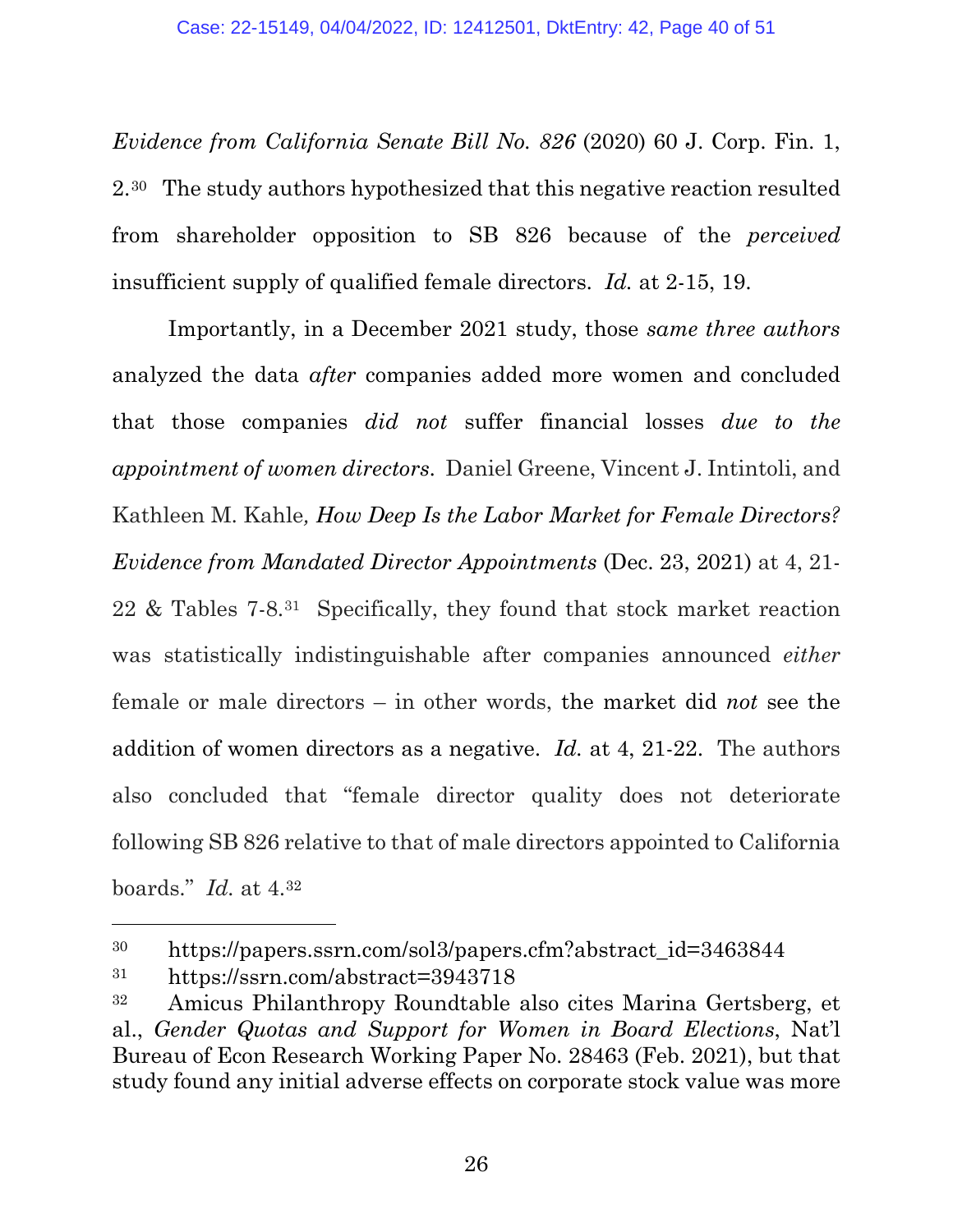*Evidence from California Senate Bill No. 826* (2020) 60 J. Corp. Fin. 1, 2.[30] The study authors hypothesized that this negative reaction resulted from shareholder opposition to SB 826 because of the *perceived* insufficient supply of qualified female directors. *Id.* at 2-15, 19.

Importantly, in a December 2021 study, those *same three authors* analyzed the data *after* companies added more women and concluded that those companies *did not* suffer financial losses *due to the appointment of women directors*. Daniel Greene, Vincent J. Intintoli, and Kathleen M. Kahle, *How Deep Is the Labor Market for Female Directors? Evidence from Mandated Director Appointments* (Dec. 23, 2021) at 4, 21-22 & Tables 7-8.[31] Specifically, they found that stock market reaction was statistically indistinguishable after companies announced *either* female or male directors – in other words, the market did *not* see the addition of women directors as a negative. *Id.* at 4, 21-22. The authors also concluded that "female director quality does not deteriorate following SB 826 relative to that of male directors appointed to California boards." *Id.* at 4.[32]

---

[30] https://papers.ssrn.com/sol3/papers.cfm?abstract_id=3463844

[31] https://ssrn.com/abstract=3943718

[32] Amicus Philanthropy Roundtable also cites Marina Gertsberg, et al., *Gender Quotas and Support for Women in Board Elections*, Nat'l Bureau of Econ Research Working Paper No. 28463 (Feb. 2021), but that study found any initial adverse effects on corporate stock value was more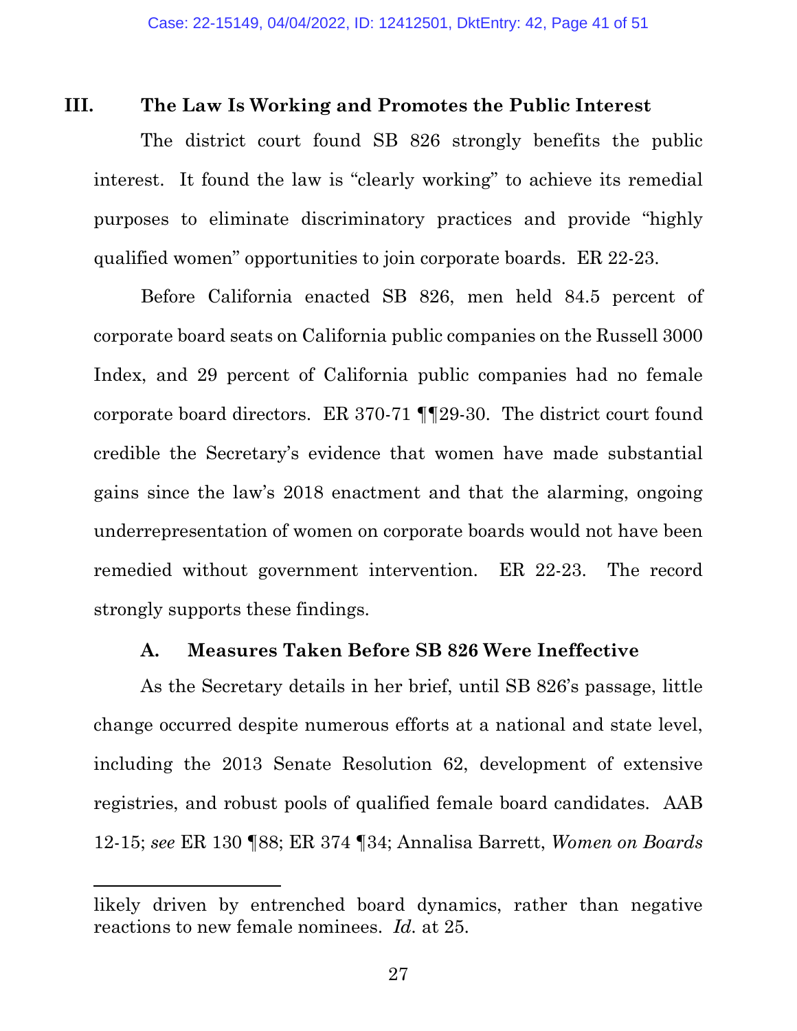## III. The Law Is Working and Promotes the Public Interest

The district court found SB 826 strongly benefits the public interest. It found the law is "clearly working" to achieve its remedial purposes to eliminate discriminatory practices and provide "highly qualified women" opportunities to join corporate boards. ER 22-23.

Before California enacted SB 826, men held 84.5 percent of corporate board seats on California public companies on the Russell 3000 Index, and 29 percent of California public companies had no female corporate board directors. ER 370-71 ¶¶29-30. The district court found credible the Secretary's evidence that women have made substantial gains since the law's 2018 enactment and that the alarming, ongoing underrepresentation of women on corporate boards would not have been remedied without government intervention. ER 22-23. The record strongly supports these findings.

### A. Measures Taken Before SB 826 Were Ineffective

As the Secretary details in her brief, until SB 826's passage, little change occurred despite numerous efforts at a national and state level, including the 2013 Senate Resolution 62, development of extensive registries, and robust pools of qualified female board candidates. AAB 12-15; *see* ER 130 ¶88; ER 374 ¶34; Annalisa Barrett, *Women on Boards*

---

likely driven by entrenched board dynamics, rather than negative reactions to new female nominees. *Id.* at 25.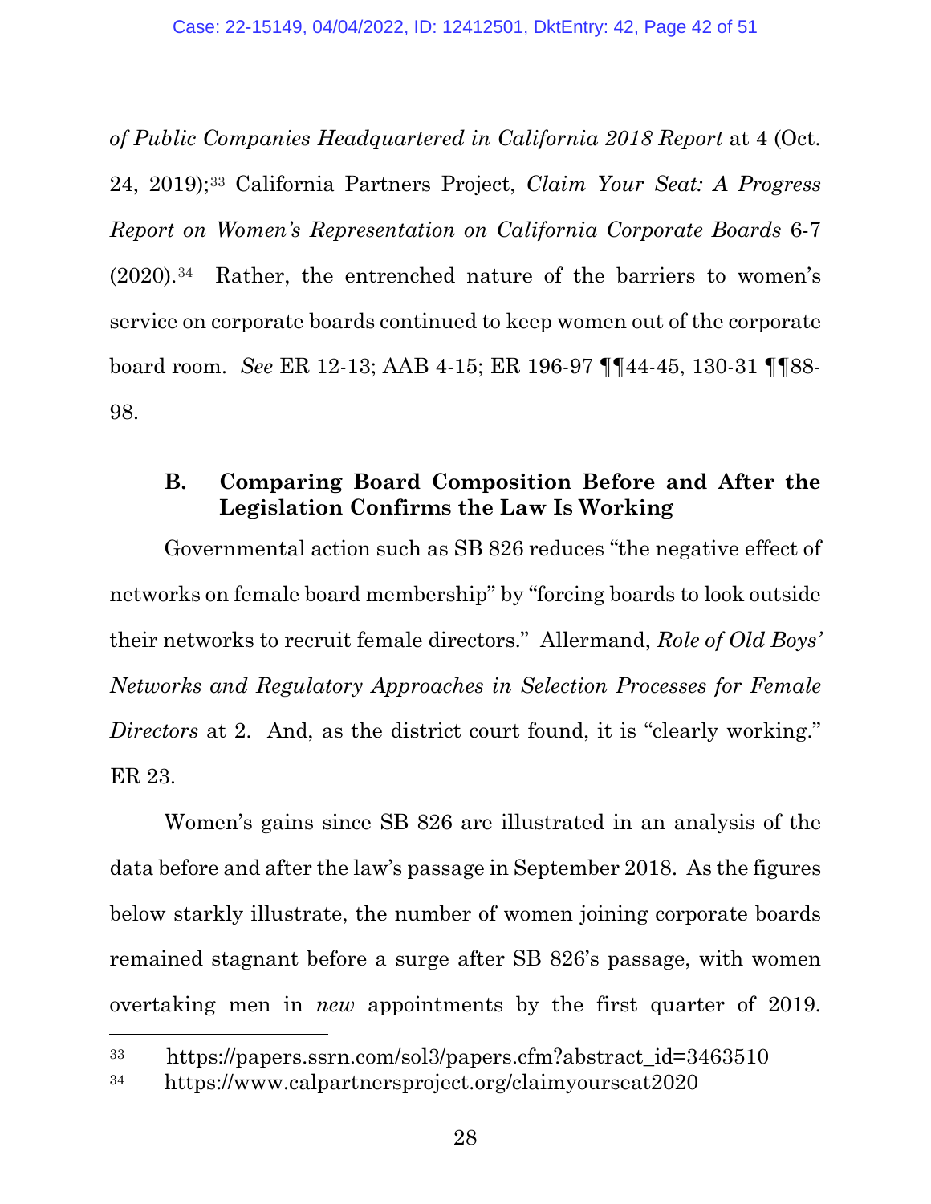*of Public Companies Headquartered in California 2018 Report* at 4 (Oct. 24, 2019);[33] California Partners Project, *Claim Your Seat: A Progress Report on Women's Representation on California Corporate Boards* 6-7 (2020).[34] Rather, the entrenched nature of the barriers to women's service on corporate boards continued to keep women out of the corporate board room. *See* ER 12-13; AAB 4-15; ER 196-97 ¶¶44-45, 130-31 ¶¶88-98.

### B. Comparing Board Composition Before and After the Legislation Confirms the Law Is Working

Governmental action such as SB 826 reduces "the negative effect of networks on female board membership" by "forcing boards to look outside their networks to recruit female directors." Allermand, *Role of Old Boys' Networks and Regulatory Approaches in Selection Processes for Female Directors* at 2. And, as the district court found, it is "clearly working." ER 23.

Women's gains since SB 826 are illustrated in an analysis of the data before and after the law's passage in September 2018. As the figures below starkly illustrate, the number of women joining corporate boards remained stagnant before a surge after SB 826's passage, with women overtaking men in *new* appointments by the first quarter of 2019.

---

[33] https://papers.ssrn.com/sol3/papers.cfm?abstract_id=3463510

[34] https://www.calpartnersproject.org/claimyourseat2020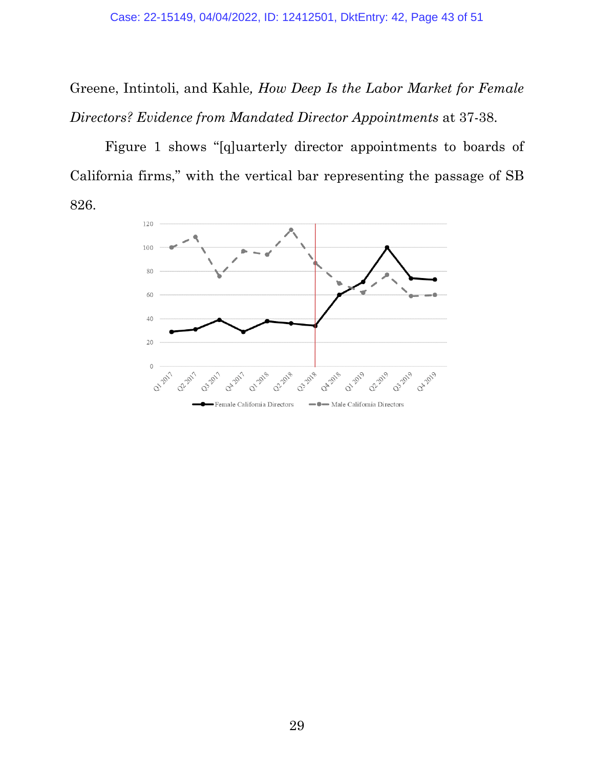Greene, Intintoli, and Kahle, *How Deep Is the Labor Market for Female Directors? Evidence from Mandated Director Appointments* at 37-38.

Figure 1 shows "[q]uarterly director appointments to boards of California firms," with the vertical bar representing the passage of SB 826.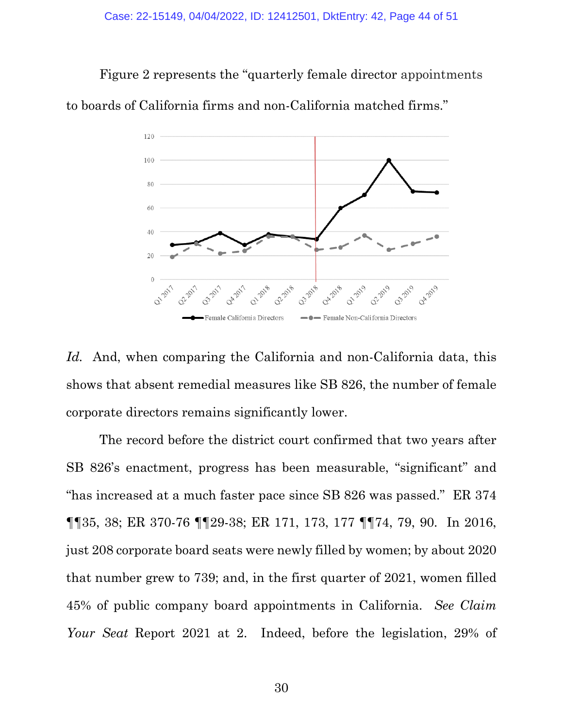Figure 2 represents the "quarterly female director appointments to boards of California firms and non-California matched firms."

*Id.* And, when comparing the California and non-California data, this shows that absent remedial measures like SB 826, the number of female corporate directors remains significantly lower.

The record before the district court confirmed that two years after SB 826's enactment, progress has been measurable, "significant" and "has increased at a much faster pace since SB 826 was passed." ER 374 ¶¶35, 38; ER 370-76 ¶¶29-38; ER 171, 173, 177 ¶¶74, 79, 90. In 2016, just 208 corporate board seats were newly filled by women; by about 2020 that number grew to 739; and, in the first quarter of 2021, women filled 45% of public company board appointments in California. *See Claim Your Seat* Report 2021 at 2. Indeed, before the legislation, 29% of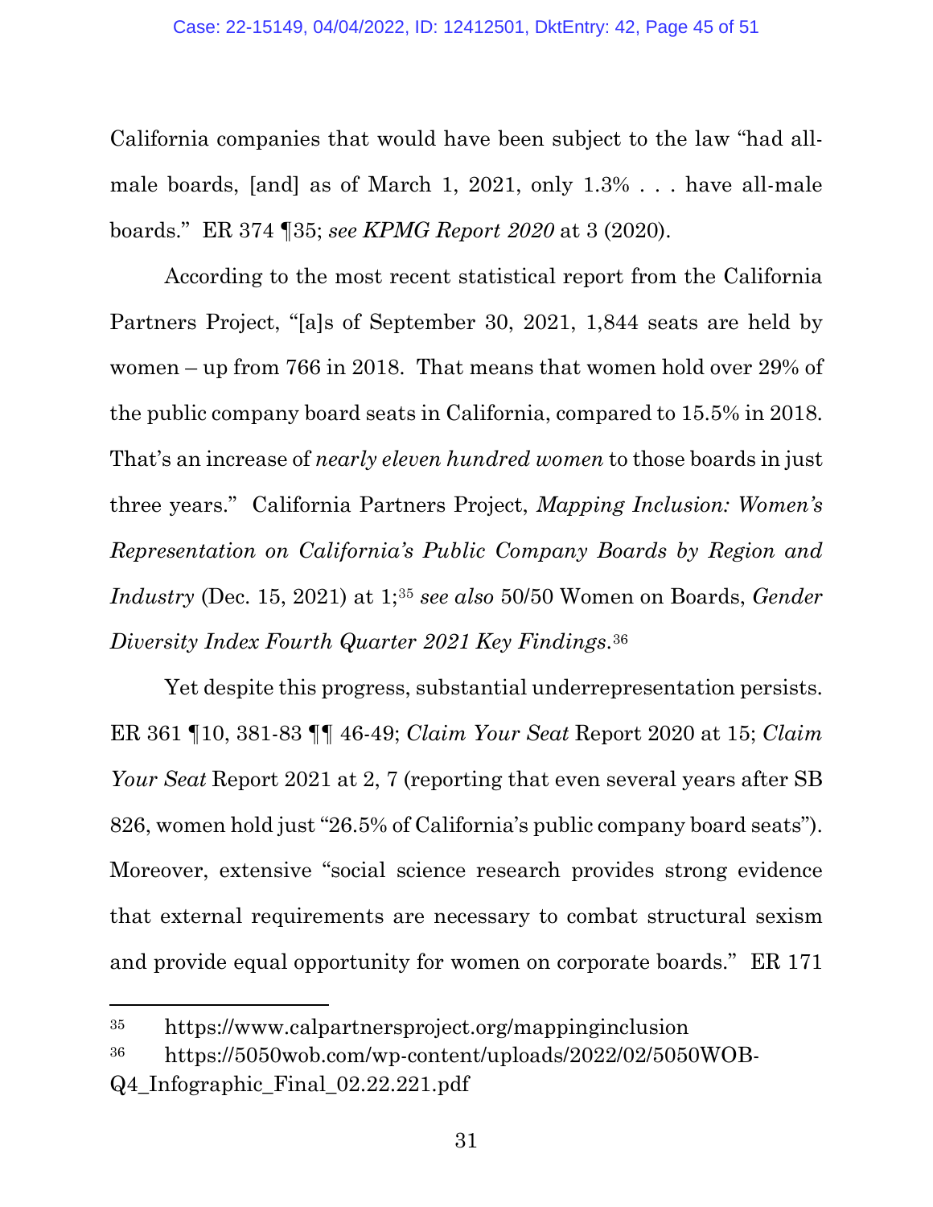California companies that would have been subject to the law "had all-male boards, [and] as of March 1, 2021, only 1.3% . . . have all-male boards." ER 374 ¶35; *see KPMG Report 2020* at 3 (2020).

According to the most recent statistical report from the California Partners Project, "[a]s of September 30, 2021, 1,844 seats are held by women – up from 766 in 2018. That means that women hold over 29% of the public company board seats in California, compared to 15.5% in 2018. That's an increase of *nearly eleven hundred women* to those boards in just three years." California Partners Project, *Mapping Inclusion: Women's Representation on California's Public Company Boards by Region and Industry* (Dec. 15, 2021) at 1;[35] *see also* 50/50 Women on Boards, *Gender Diversity Index Fourth Quarter 2021 Key Findings*.[36]

Yet despite this progress, substantial underrepresentation persists. ER 361 ¶10, 381-83 ¶¶ 46-49; *Claim Your Seat* Report 2020 at 15; *Claim Your Seat* Report 2021 at 2, 7 (reporting that even several years after SB 826, women hold just "26.5% of California's public company board seats"). Moreover, extensive "social science research provides strong evidence that external requirements are necessary to combat structural sexism and provide equal opportunity for women on corporate boards." ER 171

---

[35] https://www.calpartnersproject.org/mappinginclusion

[36] https://5050wob.com/wp-content/uploads/2022/02/5050WOB-Q4_Infographic_Final_02.22.221.pdf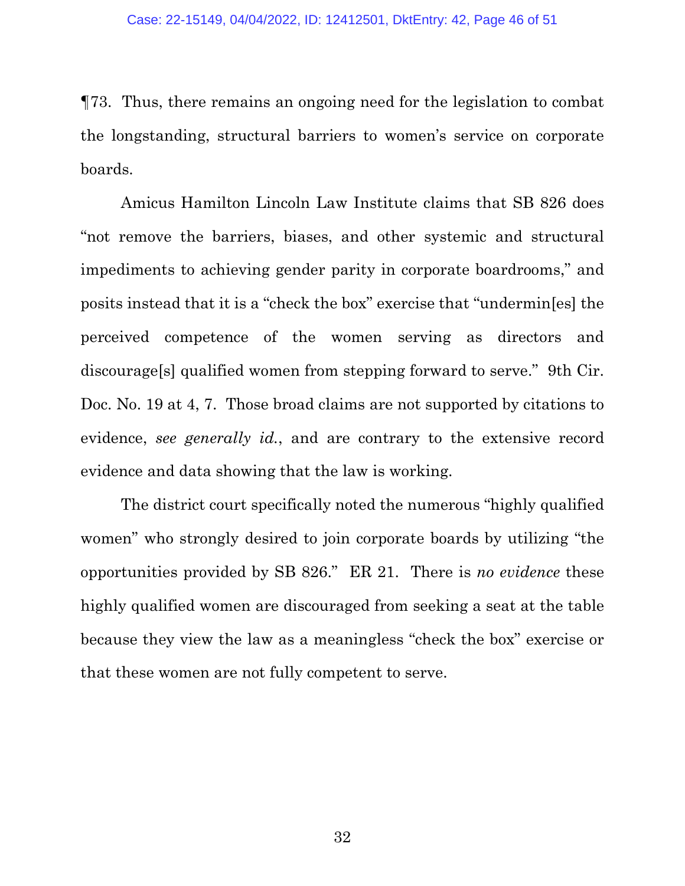¶73. Thus, there remains an ongoing need for the legislation to combat the longstanding, structural barriers to women's service on corporate boards.

Amicus Hamilton Lincoln Law Institute claims that SB 826 does "not remove the barriers, biases, and other systemic and structural impediments to achieving gender parity in corporate boardrooms," and posits instead that it is a "check the box" exercise that "undermin[es] the perceived competence of the women serving as directors and discourage[s] qualified women from stepping forward to serve." 9th Cir. Doc. No. 19 at 4, 7. Those broad claims are not supported by citations to evidence, *see generally id.*, and are contrary to the extensive record evidence and data showing that the law is working.

The district court specifically noted the numerous "highly qualified women" who strongly desired to join corporate boards by utilizing "the opportunities provided by SB 826." ER 21. There is *no evidence* these highly qualified women are discouraged from seeking a seat at the table because they view the law as a meaningless "check the box" exercise or that these women are not fully competent to serve.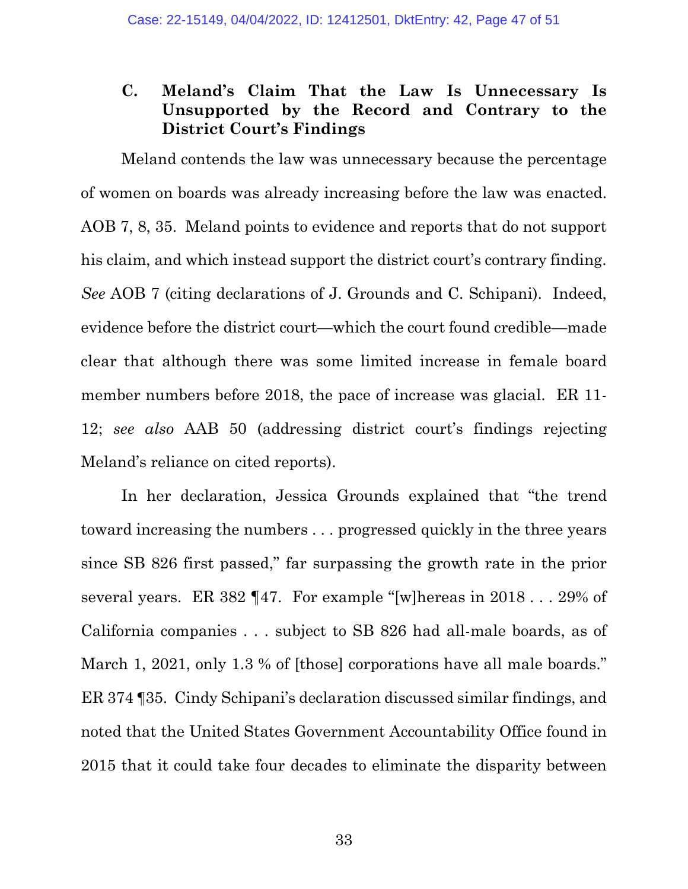### C. Meland's Claim That the Law Is Unnecessary Is Unsupported by the Record and Contrary to the District Court's Findings

Meland contends the law was unnecessary because the percentage of women on boards was already increasing before the law was enacted. AOB 7, 8, 35. Meland points to evidence and reports that do not support his claim, and which instead support the district court's contrary finding. *See* AOB 7 (citing declarations of J. Grounds and C. Schipani). Indeed, evidence before the district court—which the court found credible—made clear that although there was some limited increase in female board member numbers before 2018, the pace of increase was glacial. ER 11-12; *see also* AAB 50 (addressing district court's findings rejecting Meland's reliance on cited reports).

In her declaration, Jessica Grounds explained that "the trend toward increasing the numbers . . . progressed quickly in the three years since SB 826 first passed," far surpassing the growth rate in the prior several years. ER 382 ¶47. For example "[w]hereas in 2018 . . . 29% of California companies . . . subject to SB 826 had all-male boards, as of March 1, 2021, only 1.3 % of [those] corporations have all male boards." ER 374 ¶35. Cindy Schipani's declaration discussed similar findings, and noted that the United States Government Accountability Office found in 2015 that it could take four decades to eliminate the disparity between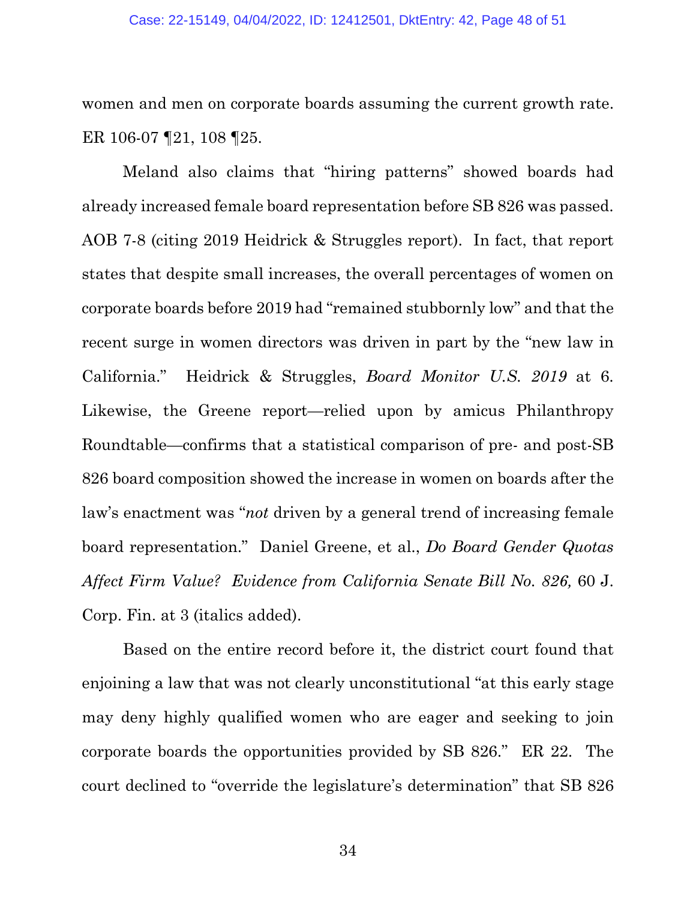women and men on corporate boards assuming the current growth rate. ER 106-07 ¶21, 108 ¶25.

Meland also claims that "hiring patterns" showed boards had already increased female board representation before SB 826 was passed. AOB 7-8 (citing 2019 Heidrick & Struggles report). In fact, that report states that despite small increases, the overall percentages of women on corporate boards before 2019 had "remained stubbornly low" and that the recent surge in women directors was driven in part by the "new law in California." Heidrick & Struggles, *Board Monitor U.S. 2019* at 6. Likewise, the Greene report—relied upon by amicus Philanthropy Roundtable—confirms that a statistical comparison of pre- and post-SB 826 board composition showed the increase in women on boards after the law's enactment was "*not* driven by a general trend of increasing female board representation." Daniel Greene, et al., *Do Board Gender Quotas Affect Firm Value? Evidence from California Senate Bill No. 826,* 60 J. Corp. Fin. at 3 (italics added).

Based on the entire record before it, the district court found that enjoining a law that was not clearly unconstitutional "at this early stage may deny highly qualified women who are eager and seeking to join corporate boards the opportunities provided by SB 826." ER 22. The court declined to "override the legislature's determination" that SB 826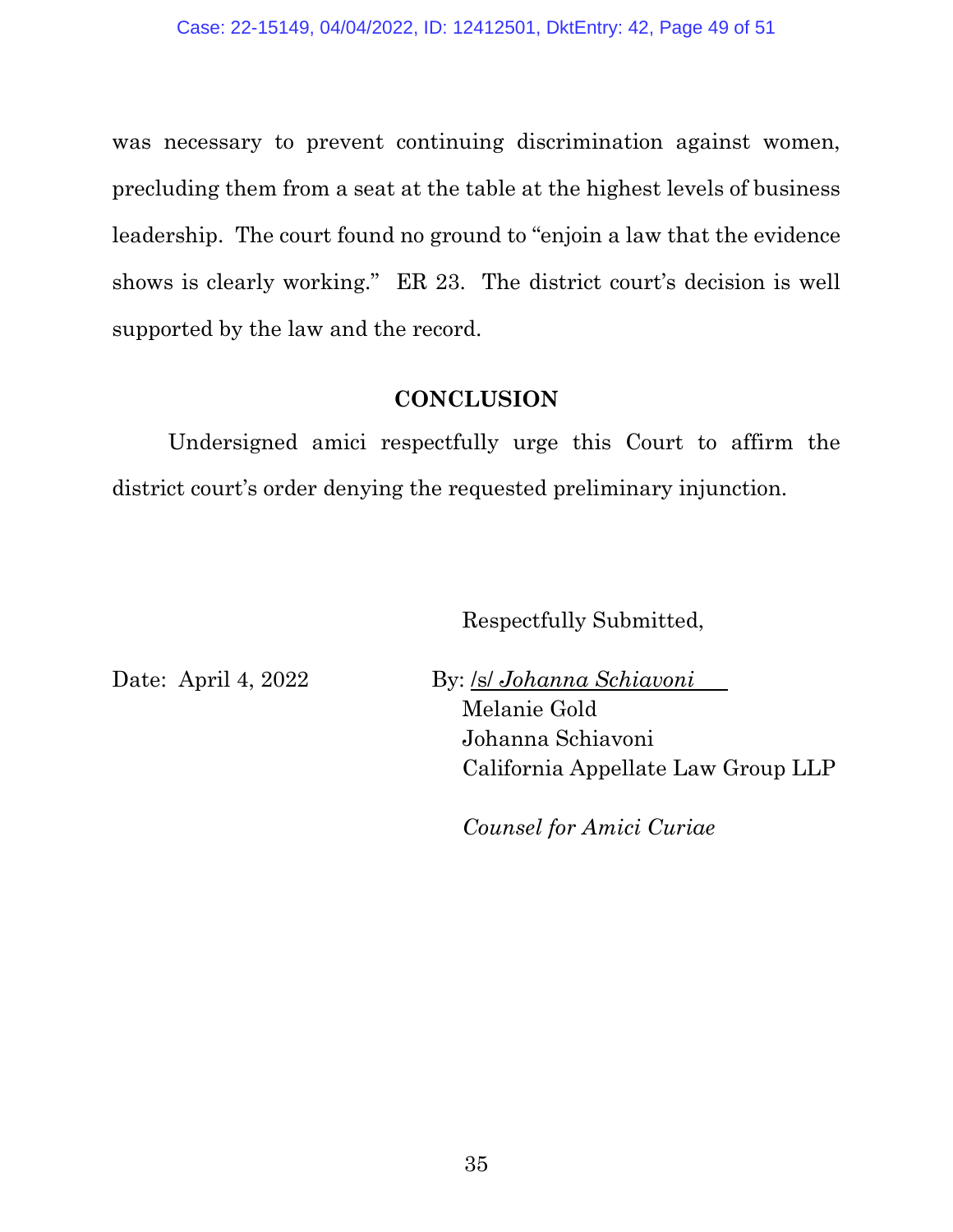was necessary to prevent continuing discrimination against women, precluding them from a seat at the table at the highest levels of business leadership. The court found no ground to "enjoin a law that the evidence shows is clearly working." ER 23. The district court's decision is well supported by the law and the record.

## CONCLUSION

Undersigned amici respectfully urge this Court to affirm the district court's order denying the requested preliminary injunction.

Respectfully Submitted,

Date: April 4, 2022

By: /s/ *Johanna Schiavoni*
Melanie Gold
Johanna Schiavoni
California Appellate Law Group LLP

*Counsel for Amici Curiae*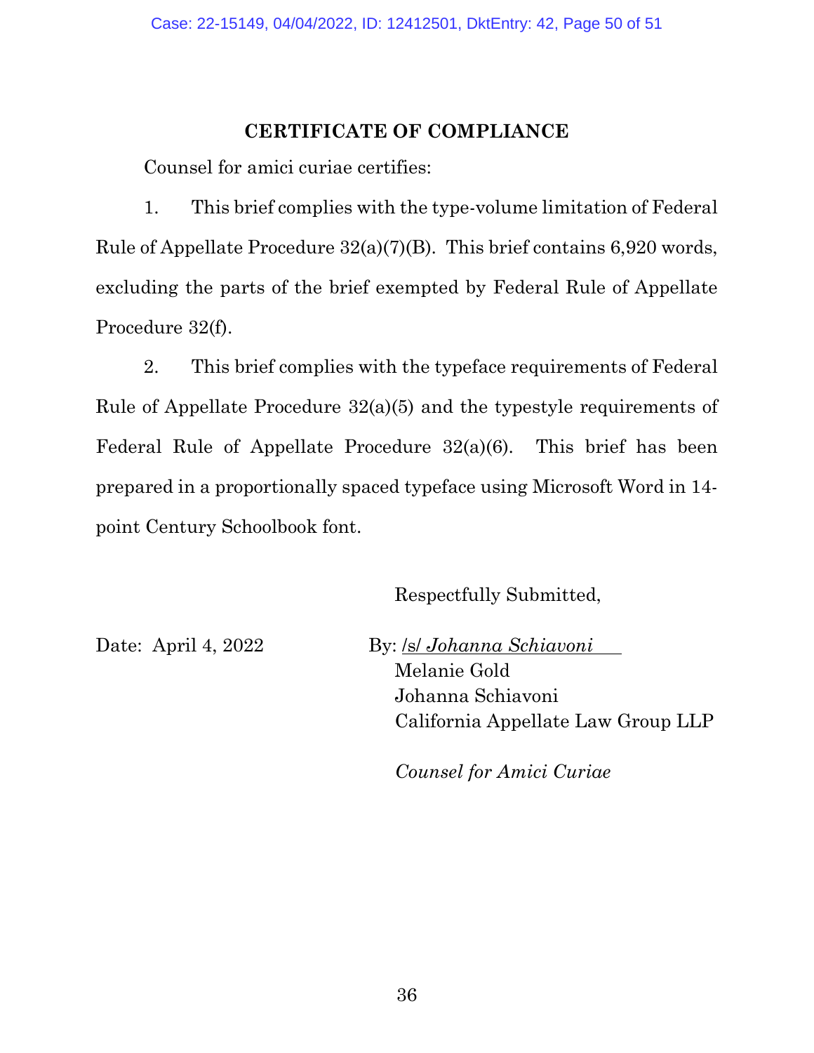## CERTIFICATE OF COMPLIANCE

Counsel for amici curiae certifies:

1. This brief complies with the type-volume limitation of Federal Rule of Appellate Procedure 32(a)(7)(B). This brief contains 6,920 words, excluding the parts of the brief exempted by Federal Rule of Appellate Procedure 32(f).

2. This brief complies with the typeface requirements of Federal Rule of Appellate Procedure 32(a)(5) and the typestyle requirements of Federal Rule of Appellate Procedure 32(a)(6). This brief has been prepared in a proportionally spaced typeface using Microsoft Word in 14-point Century Schoolbook font.

Respectfully Submitted,

Date: April 4, 2022

By: /s/ *Johanna Schiavoni*
Melanie Gold
Johanna Schiavoni
California Appellate Law Group LLP

*Counsel for Amici Curiae*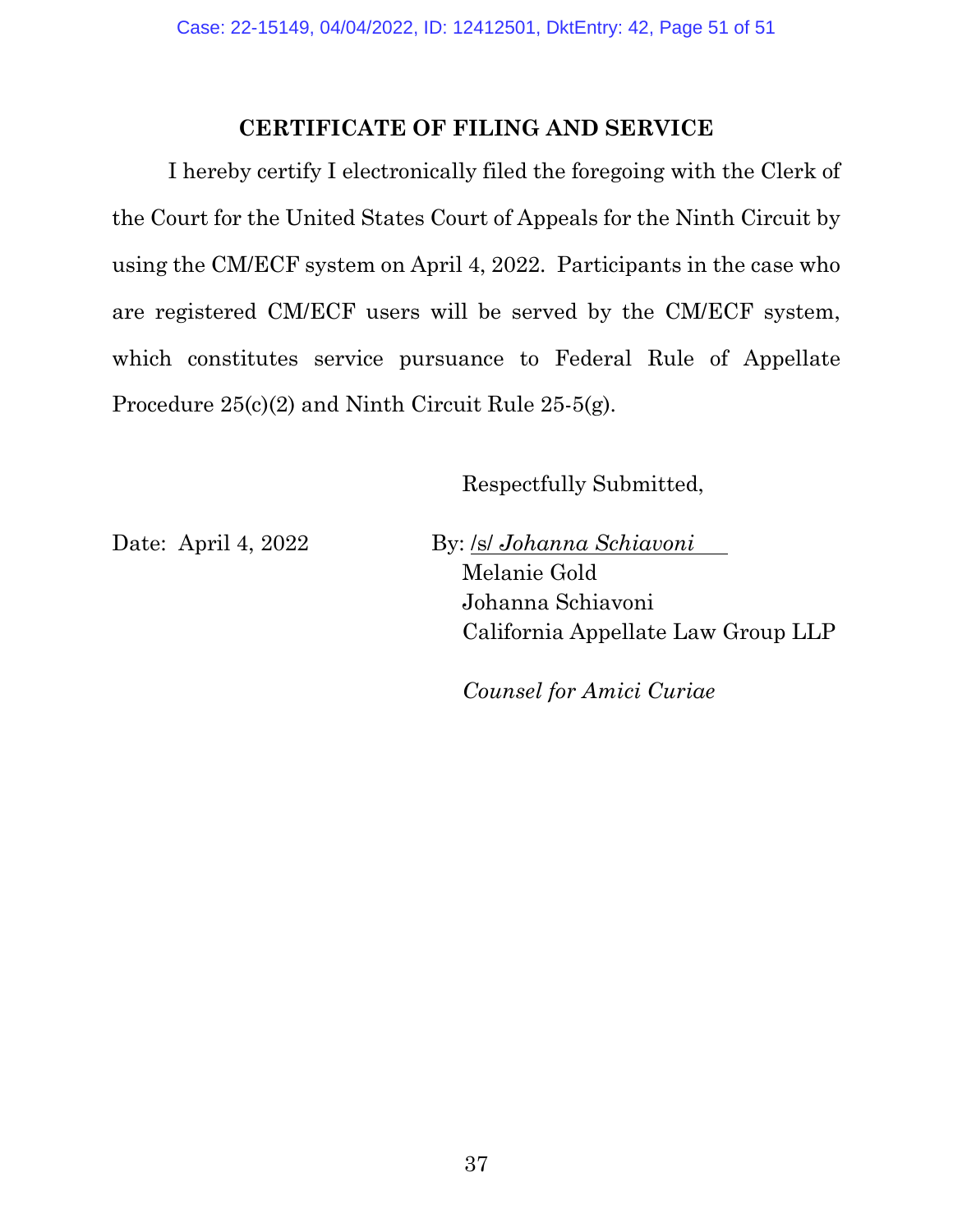## CERTIFICATE OF FILING AND SERVICE

I hereby certify I electronically filed the foregoing with the Clerk of the Court for the United States Court of Appeals for the Ninth Circuit by using the CM/ECF system on April 4, 2022. Participants in the case who are registered CM/ECF users will be served by the CM/ECF system, which constitutes service pursuance to Federal Rule of Appellate Procedure 25(c)(2) and Ninth Circuit Rule 25-5(g).

Respectfully Submitted,

Date: April 4, 2022

By: /s/ *Johanna Schiavoni*
Melanie Gold
Johanna Schiavoni
California Appellate Law Group LLP

*Counsel for Amici Curiae*